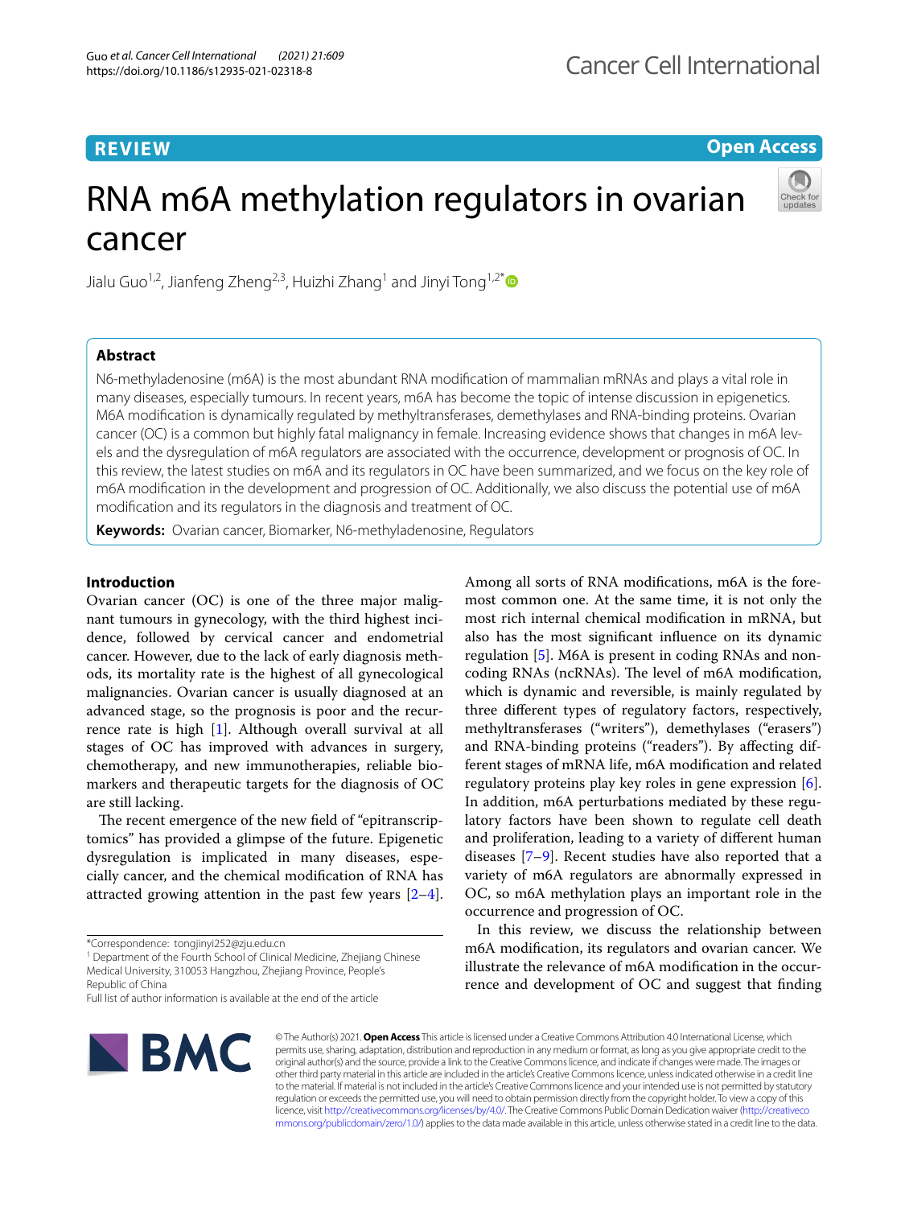REVIEW

Open Access

# RNA m6A methylation regulators in ovarian cancer

Jialu Guo[1,2], Jianfeng Zheng[2,3], Huizhi Zhang[1] and Jinyi Tong[1,2*]

## Abstract

N6-methyladenosine (m6A) is the most abundant RNA modification of mammalian mRNAs and plays a vital role in many diseases, especially tumours. In recent years, m6A has become the topic of intense discussion in epigenetics. M6A modification is dynamically regulated by methyltransferases, demethylases and RNA-binding proteins. Ovarian cancer (OC) is a common but highly fatal malignancy in female. Increasing evidence shows that changes in m6A levels and the dysregulation of m6A regulators are associated with the occurrence, development or prognosis of OC. In this review, the latest studies on m6A and its regulators in OC have been summarized, and we focus on the key role of m6A modification in the development and progression of OC. Additionally, we also discuss the potential use of m6A modification and its regulators in the diagnosis and treatment of OC.

**Keywords:** Ovarian cancer, Biomarker, N6-methyladenosine, Regulators

## Introduction

Ovarian cancer (OC) is one of the three major malignant tumours in gynecology, with the third highest incidence, followed by cervical cancer and endometrial cancer. However, due to the lack of early diagnosis methods, its mortality rate is the highest of all gynecological malignancies. Ovarian cancer is usually diagnosed at an advanced stage, so the prognosis is poor and the recurrence rate is high [1]. Although overall survival at all stages of OC has improved with advances in surgery, chemotherapy, and new immunotherapies, reliable biomarkers and therapeutic targets for the diagnosis of OC are still lacking.

The recent emergence of the new field of "epitranscriptomics" has provided a glimpse of the future. Epigenetic dysregulation is implicated in many diseases, especially cancer, and the chemical modification of RNA has attracted growing attention in the past few years [2–4]. Among all sorts of RNA modifications, m6A is the foremost common one. At the same time, it is not only the most rich internal chemical modification in mRNA, but also has the most significant influence on its dynamic regulation [5]. M6A is present in coding RNAs and non-coding RNAs (ncRNAs). The level of m6A modification, which is dynamic and reversible, is mainly regulated by three different types of regulatory factors, respectively, methyltransferases ("writers"), demethylases ("erasers") and RNA-binding proteins ("readers"). By affecting different stages of mRNA life, m6A modification and related regulatory proteins play key roles in gene expression [6]. In addition, m6A perturbations mediated by these regulatory factors have been shown to regulate cell death and proliferation, leading to a variety of different human diseases [7–9]. Recent studies have also reported that a variety of m6A regulators are abnormally expressed in OC, so m6A methylation plays an important role in the occurrence and progression of OC.

In this review, we discuss the relationship between m6A modification, its regulators and ovarian cancer. We illustrate the relevance of m6A modification in the occurrence and development of OC and suggest that finding

*Correspondence: tongjinyi252@zju.edu.cn
[1] Department of the Fourth School of Clinical Medicine, Zhejiang Chinese Medical University, 310053 Hangzhou, Zhejiang Province, People's Republic of China
Full list of author information is available at the end of the article

© The Author(s) 2021. **Open Access** This article is licensed under a Creative Commons Attribution 4.0 International License, which permits use, sharing, adaptation, distribution and reproduction in any medium or format, as long as you give appropriate credit to the original author(s) and the source, provide a link to the Creative Commons licence, and indicate if changes were made. The images or other third party material in this article are included in the article's Creative Commons licence, unless indicated otherwise in a credit line to the material. If material is not included in the article's Creative Commons licence and your intended use is not permitted by statutory regulation or exceeds the permitted use, you will need to obtain permission directly from the copyright holder. To view a copy of this licence, visit http://creativecommons.org/licenses/by/4.0/. The Creative Commons Public Domain Dedication waiver (http://creativecommons.org/publicdomain/zero/1.0/) applies to the data made available in this article, unless otherwise stated in a credit line to the data.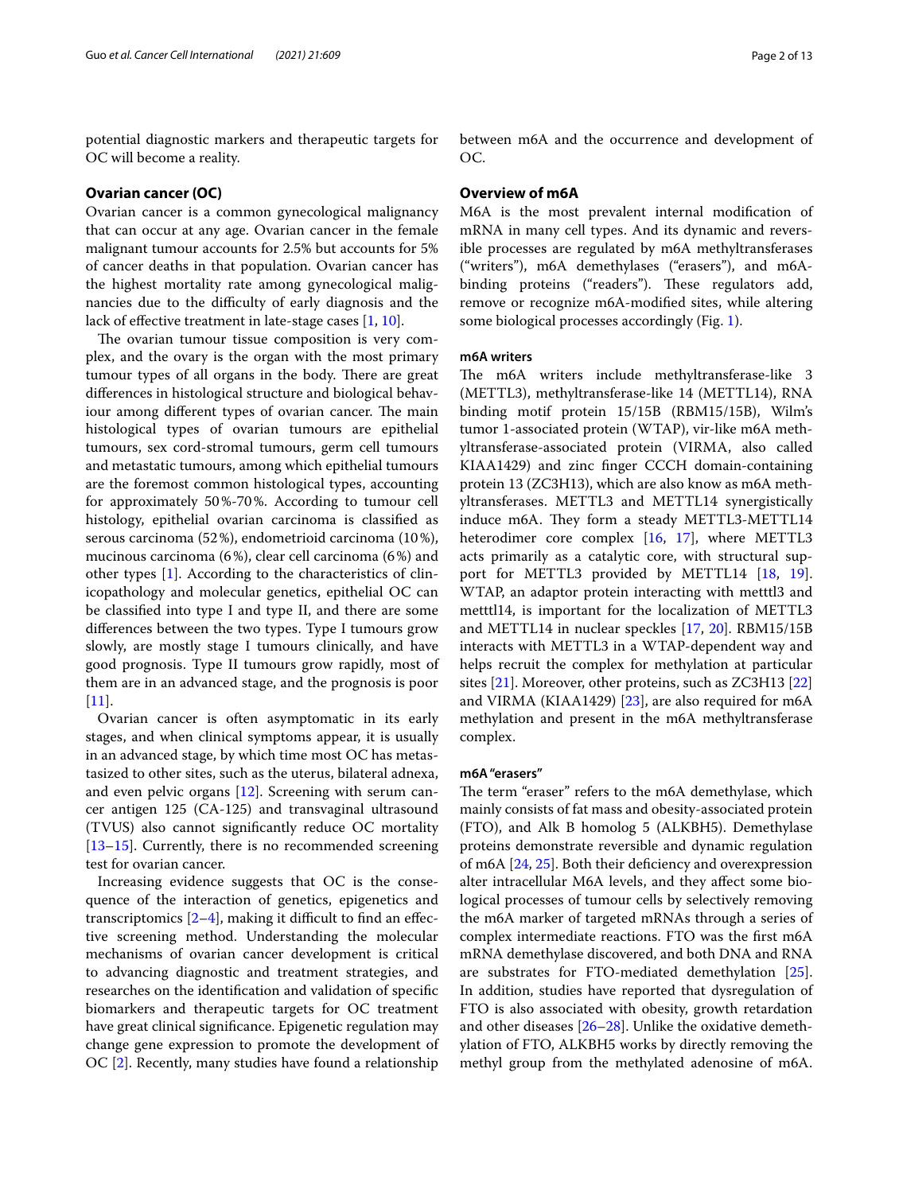potential diagnostic markers and therapeutic targets for OC will become a reality.

## Ovarian cancer (OC)

Ovarian cancer is a common gynecological malignancy that can occur at any age. Ovarian cancer in the female malignant tumour accounts for 2.5% but accounts for 5% of cancer deaths in that population. Ovarian cancer has the highest mortality rate among gynecological malignancies due to the difficulty of early diagnosis and the lack of effective treatment in late-stage cases [1, 10].

The ovarian tumour tissue composition is very complex, and the ovary is the organ with the most primary tumour types of all organs in the body. There are great differences in histological structure and biological behaviour among different types of ovarian cancer. The main histological types of ovarian tumours are epithelial tumours, sex cord-stromal tumours, germ cell tumours and metastatic tumours, among which epithelial tumours are the foremost common histological types, accounting for approximately 50%-70%. According to tumour cell histology, epithelial ovarian carcinoma is classified as serous carcinoma (52%), endometrioid carcinoma (10%), mucinous carcinoma (6%), clear cell carcinoma (6%) and other types [1]. According to the characteristics of clinicopathology and molecular genetics, epithelial OC can be classified into type I and type II, and there are some differences between the two types. Type I tumours grow slowly, are mostly stage I tumours clinically, and have good prognosis. Type II tumours grow rapidly, most of them are in an advanced stage, and the prognosis is poor [11].

Ovarian cancer is often asymptomatic in its early stages, and when clinical symptoms appear, it is usually in an advanced stage, by which time most OC has metastasized to other sites, such as the uterus, bilateral adnexa, and even pelvic organs [12]. Screening with serum cancer antigen 125 (CA-125) and transvaginal ultrasound (TVUS) also cannot significantly reduce OC mortality [13–15]. Currently, there is no recommended screening test for ovarian cancer.

Increasing evidence suggests that OC is the consequence of the interaction of genetics, epigenetics and transcriptomics [2–4], making it difficult to find an effective screening method. Understanding the molecular mechanisms of ovarian cancer development is critical to advancing diagnostic and treatment strategies, and researches on the identification and validation of specific biomarkers and therapeutic targets for OC treatment have great clinical significance. Epigenetic regulation may change gene expression to promote the development of OC [2]. Recently, many studies have found a relationship between m6A and the occurrence and development of OC.

## Overview of m6A

M6A is the most prevalent internal modification of mRNA in many cell types. And its dynamic and reversible processes are regulated by m6A methyltransferases ("writers"), m6A demethylases ("erasers"), and m6A-binding proteins ("readers"). These regulators add, remove or recognize m6A-modified sites, while altering some biological processes accordingly (Fig. 1).

### m6A writers

The m6A writers include methyltransferase-like 3 (METTL3), methyltransferase-like 14 (METTL14), RNA binding motif protein 15/15B (RBM15/15B), Wilm's tumor 1-associated protein (WTAP), vir-like m6A methyltransferase-associated protein (VIRMA, also called KIAA1429) and zinc finger CCCH domain-containing protein 13 (ZC3H13), which are also know as m6A methyltransferases. METTL3 and METTL14 synergistically induce m6A. They form a steady METTL3-METTL14 heterodimer core complex [16, 17], where METTL3 acts primarily as a catalytic core, with structural support for METTL3 provided by METTL14 [18, 19]. WTAP, an adaptor protein interacting with metttl3 and metttl14, is important for the localization of METTL3 and METTL14 in nuclear speckles [17, 20]. RBM15/15B interacts with METTL3 in a WTAP-dependent way and helps recruit the complex for methylation at particular sites [21]. Moreover, other proteins, such as ZC3H13 [22] and VIRMA (KIAA1429) [23], are also required for m6A methylation and present in the m6A methyltransferase complex.

### m6A "erasers"

The term "eraser" refers to the m6A demethylase, which mainly consists of fat mass and obesity-associated protein (FTO), and Alk B homolog 5 (ALKBH5). Demethylase proteins demonstrate reversible and dynamic regulation of m6A [24, 25]. Both their deficiency and overexpression alter intracellular M6A levels, and they affect some biological processes of tumour cells by selectively removing the m6A marker of targeted mRNAs through a series of complex intermediate reactions. FTO was the first m6A mRNA demethylase discovered, and both DNA and RNA are substrates for FTO-mediated demethylation [25]. In addition, studies have reported that dysregulation of FTO is also associated with obesity, growth retardation and other diseases [26–28]. Unlike the oxidative demethylation of FTO, ALKBH5 works by directly removing the methyl group from the methylated adenosine of m6A.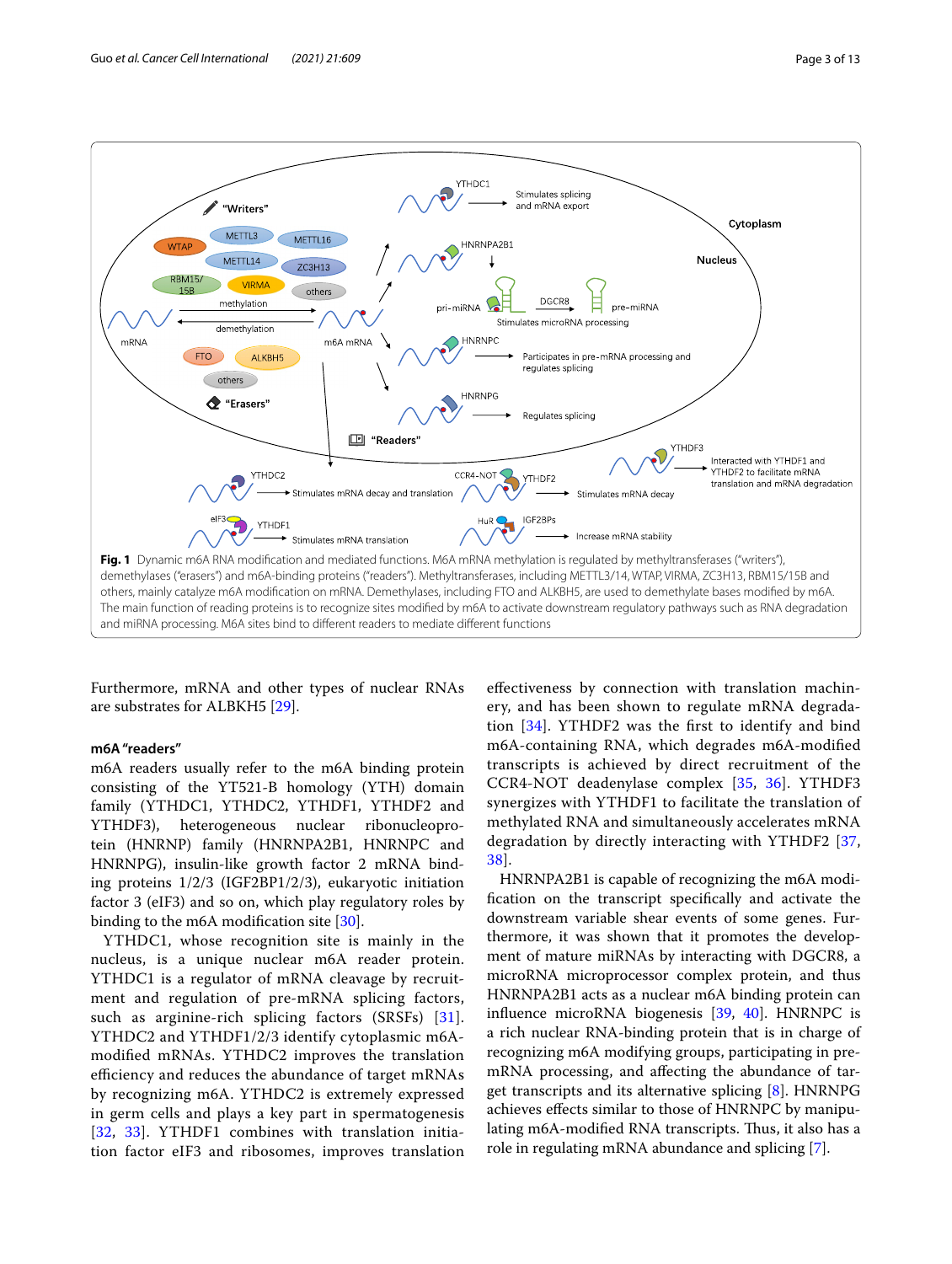**Fig. 1** Dynamic m6A RNA modification and mediated functions. M6A mRNA methylation is regulated by methyltransferases ("writers"), demethylases ("erasers") and m6A-binding proteins ("readers"). Methyltransferases, including METTL3/14, WTAP, VIRMA, ZC3H13, RBM15/15B and others, mainly catalyze m6A modification on mRNA. Demethylases, including FTO and ALKBH5, are used to demethylate bases modified by m6A. The main function of reading proteins is to recognize sites modified by m6A to activate downstream regulatory pathways such as RNA degradation and miRNA processing. M6A sites bind to different readers to mediate different functions

Furthermore, mRNA and other types of nuclear RNAs are substrates for ALBKH5 [29].

### m6A "readers"

m6A readers usually refer to the m6A binding protein consisting of the YT521-B homology (YTH) domain family (YTHDC1, YTHDC2, YTHDF1, YTHDF2 and YTHDF3), heterogeneous nuclear ribonucleoprotein (HNRNP) family (HNRNPA2B1, HNRNPC and HNRNPG), insulin-like growth factor 2 mRNA binding proteins 1/2/3 (IGF2BP1/2/3), eukaryotic initiation factor 3 (eIF3) and so on, which play regulatory roles by binding to the m6A modification site [30].

YTHDC1, whose recognition site is mainly in the nucleus, is a unique nuclear m6A reader protein. YTHDC1 is a regulator of mRNA cleavage by recruitment and regulation of pre-mRNA splicing factors, such as arginine-rich splicing factors (SRSFs) [31]. YTHDC2 and YTHDF1/2/3 identify cytoplasmic m6A-modified mRNAs. YTHDC2 improves the translation efficiency and reduces the abundance of target mRNAs by recognizing m6A. YTHDC2 is extremely expressed in germ cells and plays a key part in spermatogenesis [32, 33]. YTHDF1 combines with translation initiation factor eIF3 and ribosomes, improves translation effectiveness by connection with translation machinery, and has been shown to regulate mRNA degradation [34]. YTHDF2 was the first to identify and bind m6A-containing RNA, which degrades m6A-modified transcripts is achieved by direct recruitment of the CCR4-NOT deadenylase complex [35, 36]. YTHDF3 synergizes with YTHDF1 to facilitate the translation of methylated RNA and simultaneously accelerates mRNA degradation by directly interacting with YTHDF2 [37, 38].

HNRNPA2B1 is capable of recognizing the m6A modification on the transcript specifically and activate the downstream variable shear events of some genes. Furthermore, it was shown that it promotes the development of mature miRNAs by interacting with DGCR8, a microRNA microprocessor complex protein, and thus HNRNPA2B1 acts as a nuclear m6A binding protein can influence microRNA biogenesis [39, 40]. HNRNPC is a rich nuclear RNA-binding protein that is in charge of recognizing m6A modifying groups, participating in pre-mRNA processing, and affecting the abundance of target transcripts and its alternative splicing [8]. HNRNPG achieves effects similar to those of HNRNPC by manipulating m6A-modified RNA transcripts. Thus, it also has a role in regulating mRNA abundance and splicing [7].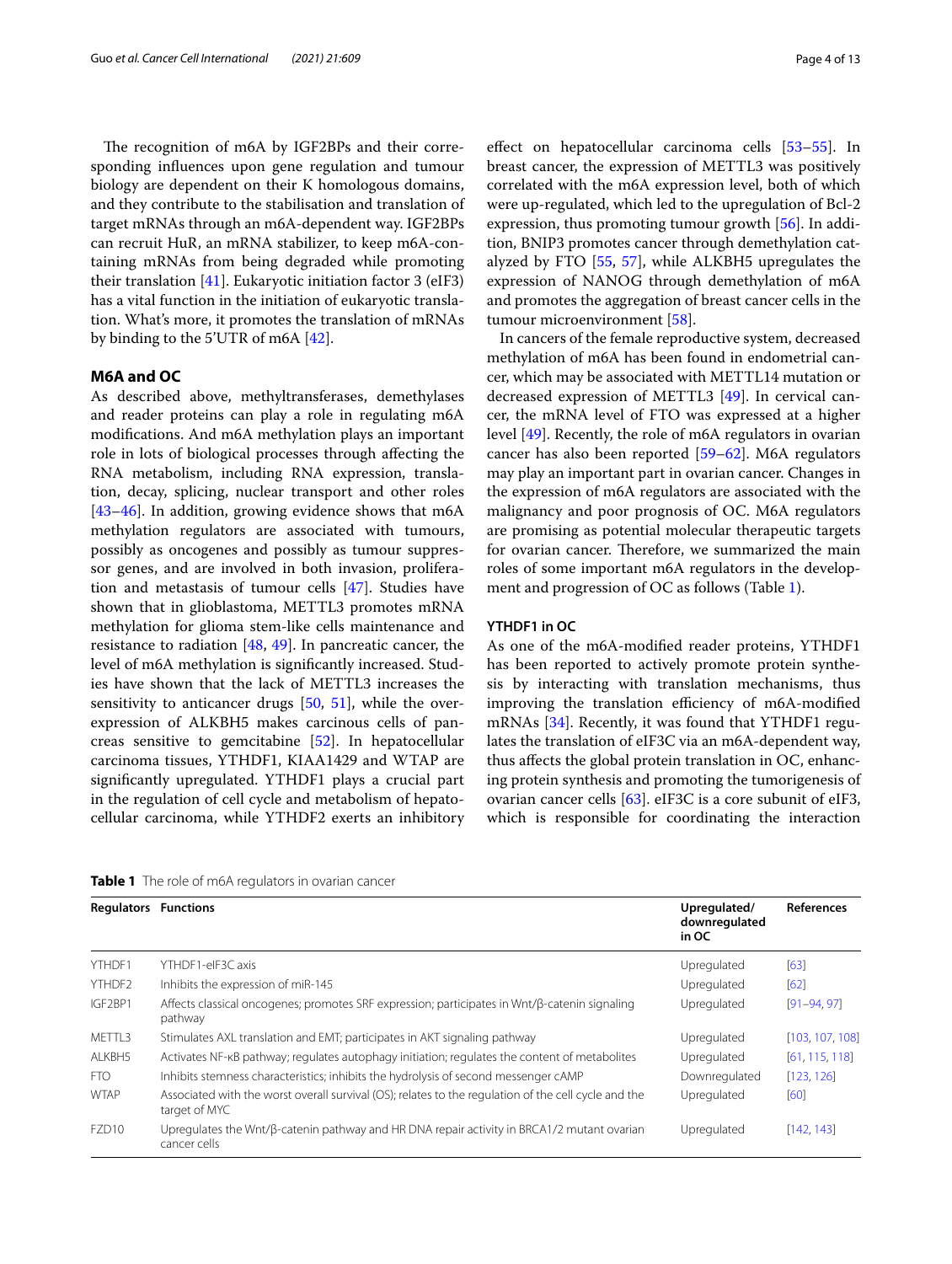The recognition of m6A by IGF2BPs and their corresponding influences upon gene regulation and tumour biology are dependent on their K homologous domains, and they contribute to the stabilisation and translation of target mRNAs through an m6A-dependent way. IGF2BPs can recruit HuR, an mRNA stabilizer, to keep m6A-containing mRNAs from being degraded while promoting their translation [41]. Eukaryotic initiation factor 3 (eIF3) has a vital function in the initiation of eukaryotic translation. What's more, it promotes the translation of mRNAs by binding to the 5'UTR of m6A [42].

## M6A and OC

As described above, methyltransferases, demethylases and reader proteins can play a role in regulating m6A modifications. And m6A methylation plays an important role in lots of biological processes through affecting the RNA metabolism, including RNA expression, translation, decay, splicing, nuclear transport and other roles [43–46]. In addition, growing evidence shows that m6A methylation regulators are associated with tumours, possibly as oncogenes and possibly as tumour suppressor genes, and are involved in both invasion, proliferation and metastasis of tumour cells [47]. Studies have shown that in glioblastoma, METTL3 promotes mRNA methylation for glioma stem-like cells maintenance and resistance to radiation [48, 49]. In pancreatic cancer, the level of m6A methylation is significantly increased. Studies have shown that the lack of METTL3 increases the sensitivity to anticancer drugs [50, 51], while the overexpression of ALKBH5 makes carcinous cells of pancreas sensitive to gemcitabine [52]. In hepatocellular carcinoma tissues, YTHDF1, KIAA1429 and WTAP are significantly upregulated. YTHDF1 plays a crucial part in the regulation of cell cycle and metabolism of hepatocellular carcinoma, while YTHDF2 exerts an inhibitory effect on hepatocellular carcinoma cells [53–55]. In breast cancer, the expression of METTL3 was positively correlated with the m6A expression level, both of which were up-regulated, which led to the upregulation of Bcl-2 expression, thus promoting tumour growth [56]. In addition, BNIP3 promotes cancer through demethylation catalyzed by FTO [55, 57], while ALKBH5 upregulates the expression of NANOG through demethylation of m6A and promotes the aggregation of breast cancer cells in the tumour microenvironment [58].

In cancers of the female reproductive system, decreased methylation of m6A has been found in endometrial cancer, which may be associated with METTL14 mutation or decreased expression of METTL3 [49]. In cervical cancer, the mRNA level of FTO was expressed at a higher level [49]. Recently, the role of m6A regulators in ovarian cancer has also been reported [59–62]. M6A regulators may play an important part in ovarian cancer. Changes in the expression of m6A regulators are associated with the malignancy and poor prognosis of OC. M6A regulators are promising as potential molecular therapeutic targets for ovarian cancer. Therefore, we summarized the main roles of some important m6A regulators in the development and progression of OC as follows (Table 1).

### YTHDF1 in OC

As one of the m6A-modified reader proteins, YTHDF1 has been reported to actively promote protein synthesis by interacting with translation mechanisms, thus improving the translation efficiency of m6A-modified mRNAs [34]. Recently, it was found that YTHDF1 regulates the translation of eIF3C via an m6A-dependent way, thus affects the global protein translation in OC, enhancing protein synthesis and promoting the tumorigenesis of ovarian cancer cells [63]. eIF3C is a core subunit of eIF3, which is responsible for coordinating the interaction

**Table 1** The role of m6A regulators in ovarian cancer

| Regulators | Functions | Upregulated/downregulated in OC | References |
|---|---|---|---|
| YTHDF1 | YTHDF1-eIF3C axis | Upregulated | [63] |
| YTHDF2 | Inhibits the expression of miR-145 | Upregulated | [62] |
| IGF2BP1 | Affects classical oncogenes; promotes SRF expression; participates in Wnt/β-catenin signaling pathway | Upregulated | [91–94, 97] |
| METTL3 | Stimulates AXL translation and EMT; participates in AKT signaling pathway | Upregulated | [103, 107, 108] |
| ALKBH5 | Activates NF-κB pathway; regulates autophagy initiation; regulates the content of metabolites | Upregulated | [61, 115, 118] |
| FTO | Inhibits stemness characteristics; inhibits the hydrolysis of second messenger cAMP | Downregulated | [123, 126] |
| WTAP | Associated with the worst overall survival (OS); relates to the regulation of the cell cycle and the target of MYC | Upregulated | [60] |
| FZD10 | Upregulates the Wnt/β-catenin pathway and HR DNA repair activity in BRCA1/2 mutant ovarian cancer cells | Upregulated | [142, 143] |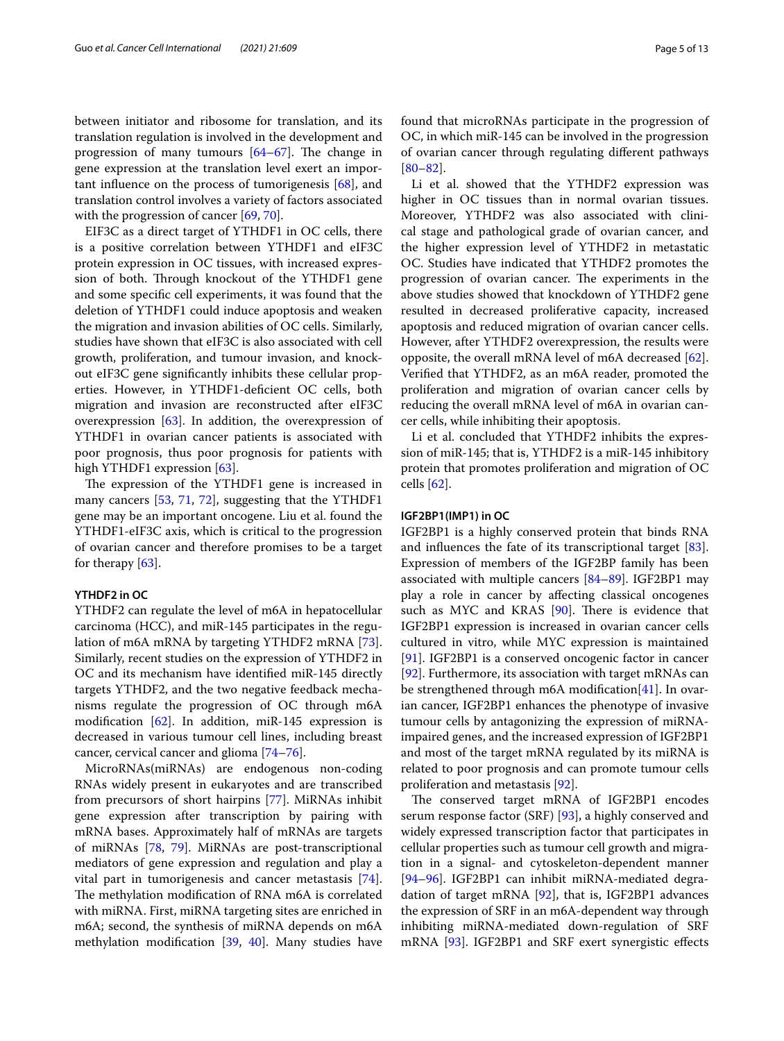between initiator and ribosome for translation, and its translation regulation is involved in the development and progression of many tumours [64–67]. The change in gene expression at the translation level exert an important influence on the process of tumorigenesis [68], and translation control involves a variety of factors associated with the progression of cancer [69, 70].

EIF3C as a direct target of YTHDF1 in OC cells, there is a positive correlation between YTHDF1 and eIF3C protein expression in OC tissues, with increased expression of both. Through knockout of the YTHDF1 gene and some specific cell experiments, it was found that the deletion of YTHDF1 could induce apoptosis and weaken the migration and invasion abilities of OC cells. Similarly, studies have shown that eIF3C is also associated with cell growth, proliferation, and tumour invasion, and knockout eIF3C gene significantly inhibits these cellular properties. However, in YTHDF1-deficient OC cells, both migration and invasion are reconstructed after eIF3C overexpression [63]. In addition, the overexpression of YTHDF1 in ovarian cancer patients is associated with poor prognosis, thus poor prognosis for patients with high YTHDF1 expression [63].

The expression of the YTHDF1 gene is increased in many cancers [53, 71, 72], suggesting that the YTHDF1 gene may be an important oncogene. Liu et al. found the YTHDF1-eIF3C axis, which is critical to the progression of ovarian cancer and therefore promises to be a target for therapy [63].

#### YTHDF2 in OC

YTHDF2 can regulate the level of m6A in hepatocellular carcinoma (HCC), and miR-145 participates in the regulation of m6A mRNA by targeting YTHDF2 mRNA [73]. Similarly, recent studies on the expression of YTHDF2 in OC and its mechanism have identified miR-145 directly targets YTHDF2, and the two negative feedback mechanisms regulate the progression of OC through m6A modification [62]. In addition, miR-145 expression is decreased in various tumour cell lines, including breast cancer, cervical cancer and glioma [74–76].

MicroRNAs(miRNAs) are endogenous non-coding RNAs widely present in eukaryotes and are transcribed from precursors of short hairpins [77]. MiRNAs inhibit gene expression after transcription by pairing with mRNA bases. Approximately half of mRNAs are targets of miRNAs [78, 79]. MiRNAs are post-transcriptional mediators of gene expression and regulation and play a vital part in tumorigenesis and cancer metastasis [74]. The methylation modification of RNA m6A is correlated with miRNA. First, miRNA targeting sites are enriched in m6A; second, the synthesis of miRNA depends on m6A methylation modification [39, 40]. Many studies have found that microRNAs participate in the progression of OC, in which miR-145 can be involved in the progression of ovarian cancer through regulating different pathways [80–82].

Li et al. showed that the YTHDF2 expression was higher in OC tissues than in normal ovarian tissues. Moreover, YTHDF2 was also associated with clinical stage and pathological grade of ovarian cancer, and the higher expression level of YTHDF2 in metastatic OC. Studies have indicated that YTHDF2 promotes the progression of ovarian cancer. The experiments in the above studies showed that knockdown of YTHDF2 gene resulted in decreased proliferative capacity, increased apoptosis and reduced migration of ovarian cancer cells. However, after YTHDF2 overexpression, the results were opposite, the overall mRNA level of m6A decreased [62]. Verified that YTHDF2, as an m6A reader, promoted the proliferation and migration of ovarian cancer cells by reducing the overall mRNA level of m6A in ovarian cancer cells, while inhibiting their apoptosis.

Li et al. concluded that YTHDF2 inhibits the expression of miR-145; that is, YTHDF2 is a miR-145 inhibitory protein that promotes proliferation and migration of OC cells [62].

#### IGF2BP1(IMP1) in OC

IGF2BP1 is a highly conserved protein that binds RNA and influences the fate of its transcriptional target [83]. Expression of members of the IGF2BP family has been associated with multiple cancers [84–89]. IGF2BP1 may play a role in cancer by affecting classical oncogenes such as MYC and KRAS [90]. There is evidence that IGF2BP1 expression is increased in ovarian cancer cells cultured in vitro, while MYC expression is maintained [91]. IGF2BP1 is a conserved oncogenic factor in cancer [92]. Furthermore, its association with target mRNAs can be strengthened through m6A modification[41]. In ovarian cancer, IGF2BP1 enhances the phenotype of invasive tumour cells by antagonizing the expression of miRNA-impaired genes, and the increased expression of IGF2BP1 and most of the target mRNA regulated by its miRNA is related to poor prognosis and can promote tumour cells proliferation and metastasis [92].

The conserved target mRNA of IGF2BP1 encodes serum response factor (SRF) [93], a highly conserved and widely expressed transcription factor that participates in cellular properties such as tumour cell growth and migration in a signal- and cytoskeleton-dependent manner [94–96]. IGF2BP1 can inhibit miRNA-mediated degradation of target mRNA [92], that is, IGF2BP1 advances the expression of SRF in an m6A-dependent way through inhibiting miRNA-mediated down-regulation of SRF mRNA [93]. IGF2BP1 and SRF exert synergistic effects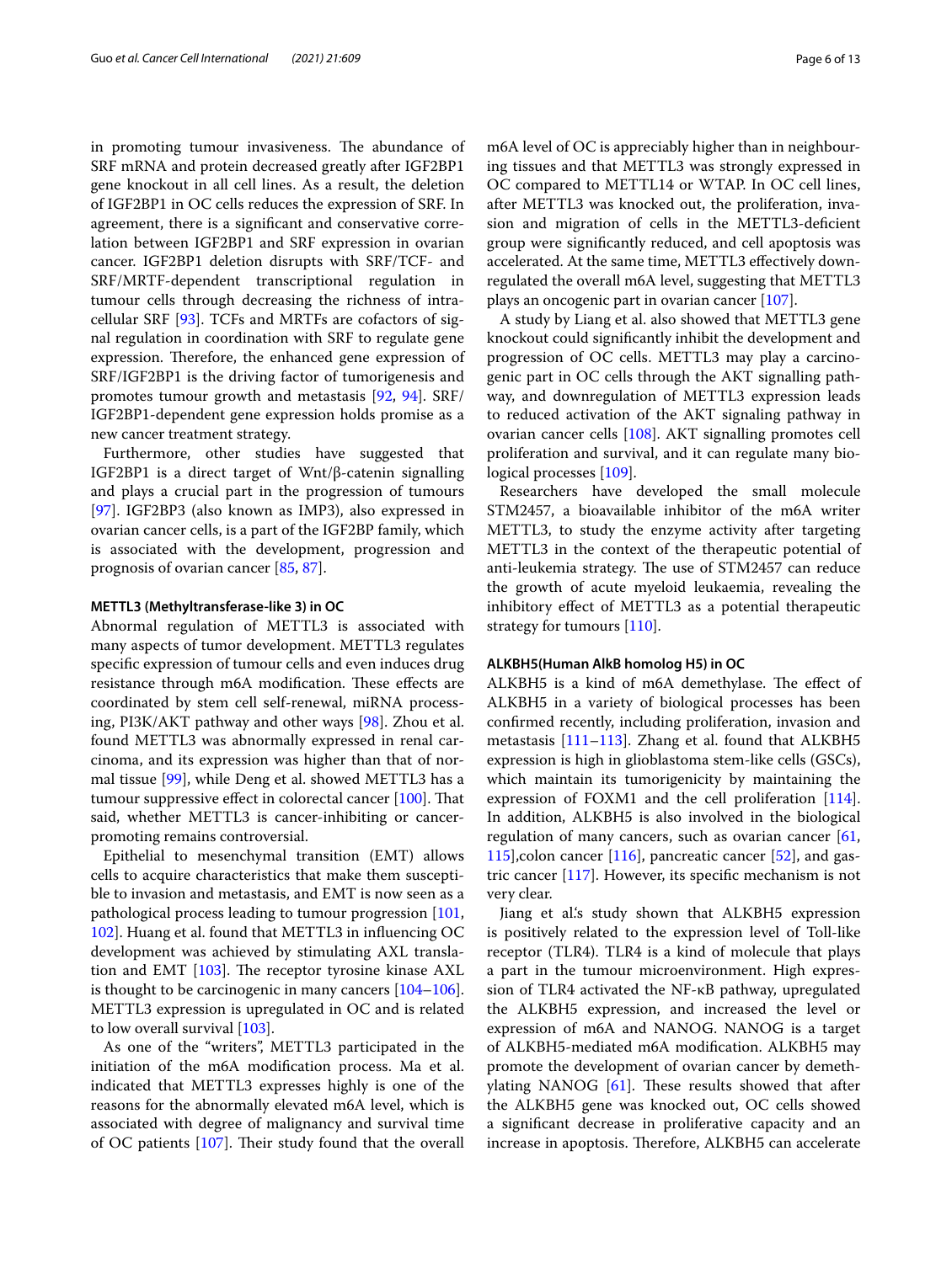in promoting tumour invasiveness. The abundance of SRF mRNA and protein decreased greatly after IGF2BP1 gene knockout in all cell lines. As a result, the deletion of IGF2BP1 in OC cells reduces the expression of SRF. In agreement, there is a significant and conservative correlation between IGF2BP1 and SRF expression in ovarian cancer. IGF2BP1 deletion disrupts with SRF/TCF- and SRF/MRTF-dependent transcriptional regulation in tumour cells through decreasing the richness of intracellular SRF [93]. TCFs and MRTFs are cofactors of signal regulation in coordination with SRF to regulate gene expression. Therefore, the enhanced gene expression of SRF/IGF2BP1 is the driving factor of tumorigenesis and promotes tumour growth and metastasis [92, 94]. SRF/IGF2BP1-dependent gene expression holds promise as a new cancer treatment strategy.

Furthermore, other studies have suggested that IGF2BP1 is a direct target of Wnt/β-catenin signalling and plays a crucial part in the progression of tumours [97]. IGF2BP3 (also known as IMP3), also expressed in ovarian cancer cells, is a part of the IGF2BP family, which is associated with the development, progression and prognosis of ovarian cancer [85, 87].

#### METTL3 (Methyltransferase-like 3) in OC

Abnormal regulation of METTL3 is associated with many aspects of tumor development. METTL3 regulates specific expression of tumour cells and even induces drug resistance through m6A modification. These effects are coordinated by stem cell self-renewal, miRNA processing, PI3K/AKT pathway and other ways [98]. Zhou et al. found METTL3 was abnormally expressed in renal carcinoma, and its expression was higher than that of normal tissue [99], while Deng et al. showed METTL3 has a tumour suppressive effect in colorectal cancer [100]. That said, whether METTL3 is cancer-inhibiting or cancer-promoting remains controversial.

Epithelial to mesenchymal transition (EMT) allows cells to acquire characteristics that make them susceptible to invasion and metastasis, and EMT is now seen as a pathological process leading to tumour progression [101, 102]. Huang et al. found that METTL3 in influencing OC development was achieved by stimulating AXL translation and EMT [103]. The receptor tyrosine kinase AXL is thought to be carcinogenic in many cancers [104–106]. METTL3 expression is upregulated in OC and is related to low overall survival [103].

As one of the "writers", METTL3 participated in the initiation of the m6A modification process. Ma et al. indicated that METTL3 expresses highly is one of the reasons for the abnormally elevated m6A level, which is associated with degree of malignancy and survival time of OC patients [107]. Their study found that the overall m6A level of OC is appreciably higher than in neighbouring tissues and that METTL3 was strongly expressed in OC compared to METTL14 or WTAP. In OC cell lines, after METTL3 was knocked out, the proliferation, invasion and migration of cells in the METTL3-deficient group were significantly reduced, and cell apoptosis was accelerated. At the same time, METTL3 effectively downregulated the overall m6A level, suggesting that METTL3 plays an oncogenic part in ovarian cancer [107].

A study by Liang et al. also showed that METTL3 gene knockout could significantly inhibit the development and progression of OC cells. METTL3 may play a carcinogenic part in OC cells through the AKT signalling pathway, and downregulation of METTL3 expression leads to reduced activation of the AKT signaling pathway in ovarian cancer cells [108]. AKT signalling promotes cell proliferation and survival, and it can regulate many biological processes [109].

Researchers have developed the small molecule STM2457, a bioavailable inhibitor of the m6A writer METTL3, to study the enzyme activity after targeting METTL3 in the context of the therapeutic potential of anti-leukemia strategy. The use of STM2457 can reduce the growth of acute myeloid leukaemia, revealing the inhibitory effect of METTL3 as a potential therapeutic strategy for tumours [110].

#### ALKBH5(Human AlkB homolog H5) in OC

ALKBH5 is a kind of m6A demethylase. The effect of ALKBH5 in a variety of biological processes has been confirmed recently, including proliferation, invasion and metastasis [111–113]. Zhang et al. found that ALKBH5 expression is high in glioblastoma stem-like cells (GSCs), which maintain its tumorigenicity by maintaining the expression of FOXM1 and the cell proliferation [114]. In addition, ALKBH5 is also involved in the biological regulation of many cancers, such as ovarian cancer [61, 115],colon cancer [116], pancreatic cancer [52], and gastric cancer [117]. However, its specific mechanism is not very clear.

Jiang et al.'s study shown that ALKBH5 expression is positively related to the expression level of Toll-like receptor (TLR4). TLR4 is a kind of molecule that plays a part in the tumour microenvironment. High expression of TLR4 activated the NF-κB pathway, upregulated the ALKBH5 expression, and increased the level or expression of m6A and NANOG. NANOG is a target of ALKBH5-mediated m6A modification. ALKBH5 may promote the development of ovarian cancer by demethylating NANOG [61]. These results showed that after the ALKBH5 gene was knocked out, OC cells showed a significant decrease in proliferative capacity and an increase in apoptosis. Therefore, ALKBH5 can accelerate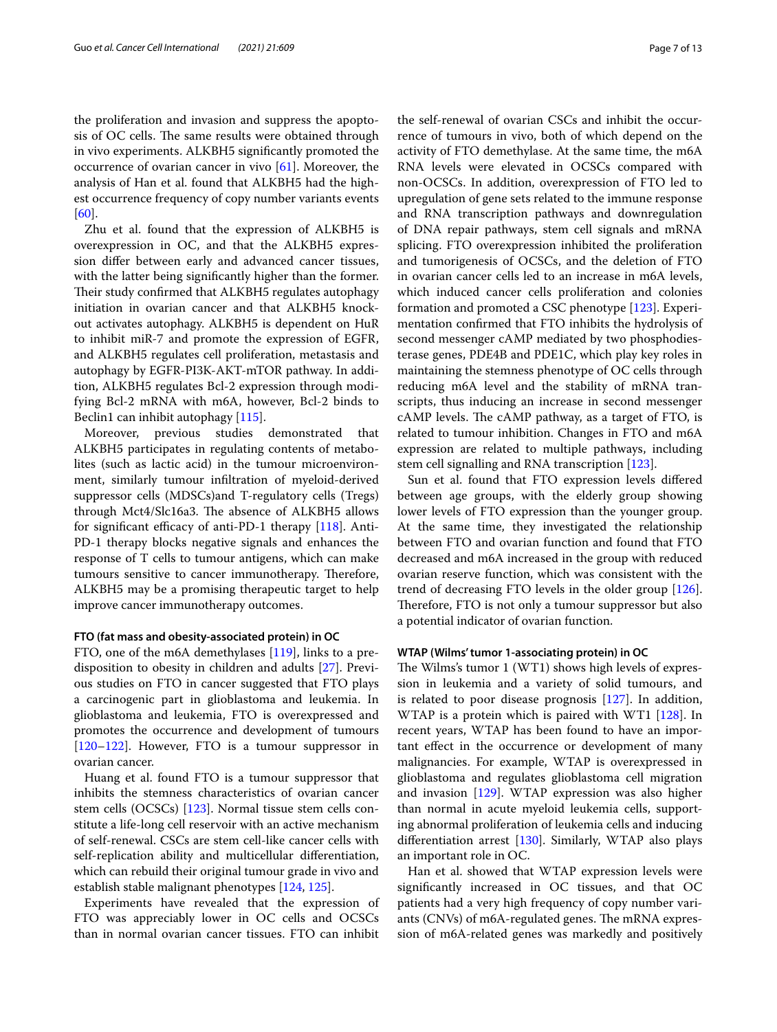the proliferation and invasion and suppress the apoptosis of OC cells. The same results were obtained through in vivo experiments. ALKBH5 significantly promoted the occurrence of ovarian cancer in vivo [61]. Moreover, the analysis of Han et al. found that ALKBH5 had the highest occurrence frequency of copy number variants events [60].

Zhu et al. found that the expression of ALKBH5 is overexpression in OC, and that the ALKBH5 expression differ between early and advanced cancer tissues, with the latter being significantly higher than the former. Their study confirmed that ALKBH5 regulates autophagy initiation in ovarian cancer and that ALKBH5 knockout activates autophagy. ALKBH5 is dependent on HuR to inhibit miR-7 and promote the expression of EGFR, and ALKBH5 regulates cell proliferation, metastasis and autophagy by EGFR-PI3K-AKT-mTOR pathway. In addition, ALKBH5 regulates Bcl-2 expression through modifying Bcl-2 mRNA with m6A, however, Bcl-2 binds to Beclin1 can inhibit autophagy [115].

Moreover, previous studies demonstrated that ALKBH5 participates in regulating contents of metabolites (such as lactic acid) in the tumour microenvironment, similarly tumour infiltration of myeloid-derived suppressor cells (MDSCs)and T-regulatory cells (Tregs) through Mct4/Slc16a3. The absence of ALKBH5 allows for significant efficacy of anti-PD-1 therapy [118]. Anti-PD-1 therapy blocks negative signals and enhances the response of T cells to tumour antigens, which can make tumours sensitive to cancer immunotherapy. Therefore, ALKBH5 may be a promising therapeutic target to help improve cancer immunotherapy outcomes.

#### FTO (fat mass and obesity-associated protein) in OC

FTO, one of the m6A demethylases [119], links to a predisposition to obesity in children and adults [27]. Previous studies on FTO in cancer suggested that FTO plays a carcinogenic part in glioblastoma and leukemia. In glioblastoma and leukemia, FTO is overexpressed and promotes the occurrence and development of tumours [120–122]. However, FTO is a tumour suppressor in ovarian cancer.

Huang et al. found FTO is a tumour suppressor that inhibits the stemness characteristics of ovarian cancer stem cells (OCSCs) [123]. Normal tissue stem cells constitute a life-long cell reservoir with an active mechanism of self-renewal. CSCs are stem cell-like cancer cells with self-replication ability and multicellular differentiation, which can rebuild their original tumour grade in vivo and establish stable malignant phenotypes [124, 125].

Experiments have revealed that the expression of FTO was appreciably lower in OC cells and OCSCs than in normal ovarian cancer tissues. FTO can inhibit the self-renewal of ovarian CSCs and inhibit the occurrence of tumours in vivo, both of which depend on the activity of FTO demethylase. At the same time, the m6A RNA levels were elevated in OCSCs compared with non-OCSCs. In addition, overexpression of FTO led to upregulation of gene sets related to the immune response and RNA transcription pathways and downregulation of DNA repair pathways, stem cell signals and mRNA splicing. FTO overexpression inhibited the proliferation and tumorigenesis of OCSCs, and the deletion of FTO in ovarian cancer cells led to an increase in m6A levels, which induced cancer cells proliferation and colonies formation and promoted a CSC phenotype [123]. Experimentation confirmed that FTO inhibits the hydrolysis of second messenger cAMP mediated by two phosphodiesterase genes, PDE4B and PDE1C, which play key roles in maintaining the stemness phenotype of OC cells through reducing m6A level and the stability of mRNA transcripts, thus inducing an increase in second messenger cAMP levels. The cAMP pathway, as a target of FTO, is related to tumour inhibition. Changes in FTO and m6A expression are related to multiple pathways, including stem cell signalling and RNA transcription [123].

Sun et al. found that FTO expression levels differed between age groups, with the elderly group showing lower levels of FTO expression than the younger group. At the same time, they investigated the relationship between FTO and ovarian function and found that FTO decreased and m6A increased in the group with reduced ovarian reserve function, which was consistent with the trend of decreasing FTO levels in the older group [126]. Therefore, FTO is not only a tumour suppressor but also a potential indicator of ovarian function.

#### WTAP (Wilms' tumor 1-associating protein) in OC

The Wilms's tumor 1 (WT1) shows high levels of expression in leukemia and a variety of solid tumours, and is related to poor disease prognosis [127]. In addition, WTAP is a protein which is paired with WT1 [128]. In recent years, WTAP has been found to have an important effect in the occurrence or development of many malignancies. For example, WTAP is overexpressed in glioblastoma and regulates glioblastoma cell migration and invasion [129]. WTAP expression was also higher than normal in acute myeloid leukemia cells, supporting abnormal proliferation of leukemia cells and inducing differentiation arrest [130]. Similarly, WTAP also plays an important role in OC.

Han et al. showed that WTAP expression levels were significantly increased in OC tissues, and that OC patients had a very high frequency of copy number variants (CNVs) of m6A-regulated genes. The mRNA expression of m6A-related genes was markedly and positively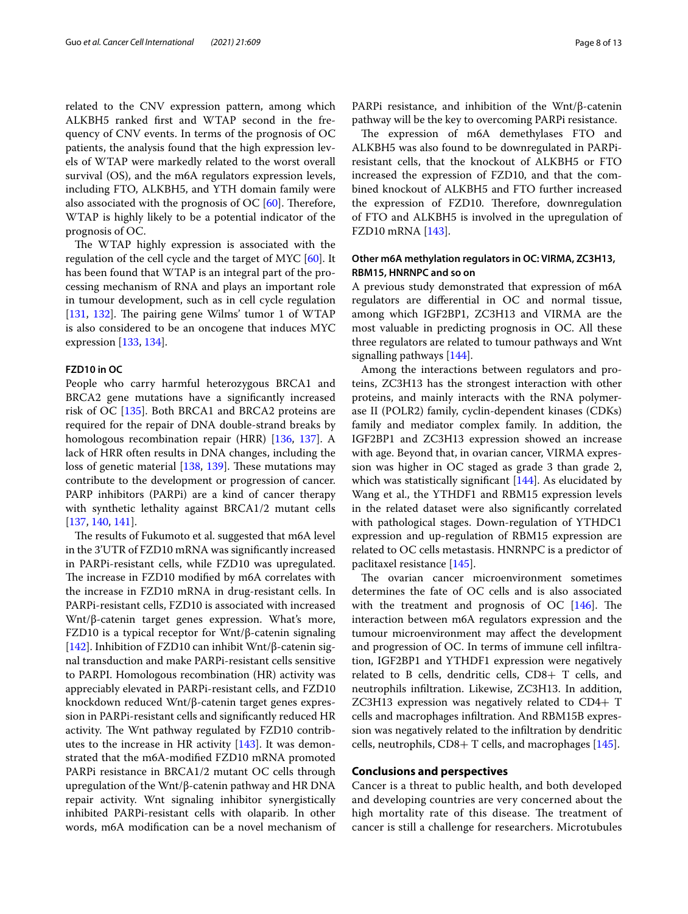related to the CNV expression pattern, among which ALKBH5 ranked first and WTAP second in the frequency of CNV events. In terms of the prognosis of OC patients, the analysis found that the high expression levels of WTAP were markedly related to the worst overall survival (OS), and the m6A regulators expression levels, including FTO, ALKBH5, and YTH domain family were also associated with the prognosis of OC [60]. Therefore, WTAP is highly likely to be a potential indicator of the prognosis of OC.

The WTAP highly expression is associated with the regulation of the cell cycle and the target of MYC [60]. It has been found that WTAP is an integral part of the processing mechanism of RNA and plays an important role in tumour development, such as in cell cycle regulation [131, 132]. The pairing gene Wilms' tumor 1 of WTAP is also considered to be an oncogene that induces MYC expression [133, 134].

#### FZD10 in OC

People who carry harmful heterozygous BRCA1 and BRCA2 gene mutations have a significantly increased risk of OC [135]. Both BRCA1 and BRCA2 proteins are required for the repair of DNA double-strand breaks by homologous recombination repair (HRR) [136, 137]. A lack of HRR often results in DNA changes, including the loss of genetic material [138, 139]. These mutations may contribute to the development or progression of cancer. PARP inhibitors (PARPi) are a kind of cancer therapy with synthetic lethality against BRCA1/2 mutant cells [137, 140, 141].

The results of Fukumoto et al. suggested that m6A level in the 3'UTR of FZD10 mRNA was significantly increased in PARPi-resistant cells, while FZD10 was upregulated. The increase in FZD10 modified by m6A correlates with the increase in FZD10 mRNA in drug-resistant cells. In PARPi-resistant cells, FZD10 is associated with increased Wnt/β-catenin target genes expression. What's more, FZD10 is a typical receptor for Wnt/β-catenin signaling [142]. Inhibition of FZD10 can inhibit Wnt/β-catenin signal transduction and make PARPi-resistant cells sensitive to PARPI. Homologous recombination (HR) activity was appreciably elevated in PARPi-resistant cells, and FZD10 knockdown reduced Wnt/β-catenin target genes expression in PARPi-resistant cells and significantly reduced HR activity. The Wnt pathway regulated by FZD10 contributes to the increase in HR activity [143]. It was demonstrated that the m6A-modified FZD10 mRNA promoted PARPi resistance in BRCA1/2 mutant OC cells through upregulation of the Wnt/β-catenin pathway and HR DNA repair activity. Wnt signaling inhibitor synergistically inhibited PARPi-resistant cells with olaparib. In other words, m6A modification can be a novel mechanism of PARPi resistance, and inhibition of the Wnt/β-catenin pathway will be the key to overcoming PARPi resistance.

The expression of m6A demethylases FTO and ALKBH5 was also found to be downregulated in PARPi-resistant cells, that the knockout of ALKBH5 or FTO increased the expression of FZD10, and that the combined knockout of ALKBH5 and FTO further increased the expression of FZD10. Therefore, downregulation of FTO and ALKBH5 is involved in the upregulation of FZD10 mRNA [143].

#### Other m6A methylation regulators in OC: VIRMA, ZC3H13, RBM15, HNRNPC and so on

A previous study demonstrated that expression of m6A regulators are differential in OC and normal tissue, among which IGF2BP1, ZC3H13 and VIRMA are the most valuable in predicting prognosis in OC. All these three regulators are related to tumour pathways and Wnt signalling pathways [144].

Among the interactions between regulators and proteins, ZC3H13 has the strongest interaction with other proteins, and mainly interacts with the RNA polymerase II (POLR2) family, cyclin-dependent kinases (CDKs) family and mediator complex family. In addition, the IGF2BP1 and ZC3H13 expression showed an increase with age. Beyond that, in ovarian cancer, VIRMA expression was higher in OC staged as grade 3 than grade 2, which was statistically significant [144]. As elucidated by Wang et al., the YTHDF1 and RBM15 expression levels in the related dataset were also significantly correlated with pathological stages. Down-regulation of YTHDC1 expression and up-regulation of RBM15 expression are related to OC cells metastasis. HNRNPC is a predictor of paclitaxel resistance [145].

The ovarian cancer microenvironment sometimes determines the fate of OC cells and is also associated with the treatment and prognosis of OC [146]. The interaction between m6A regulators expression and the tumour microenvironment may affect the development and progression of OC. In terms of immune cell infiltration, IGF2BP1 and YTHDF1 expression were negatively related to B cells, dendritic cells, CD8+ T cells, and neutrophils infiltration. Likewise, ZC3H13. In addition, ZC3H13 expression was negatively related to CD4+ T cells and macrophages infiltration. And RBM15B expression was negatively related to the infiltration by dendritic cells, neutrophils, CD8+ T cells, and macrophages [145].

## Conclusions and perspectives

Cancer is a threat to public health, and both developed and developing countries are very concerned about the high mortality rate of this disease. The treatment of cancer is still a challenge for researchers. Microtubules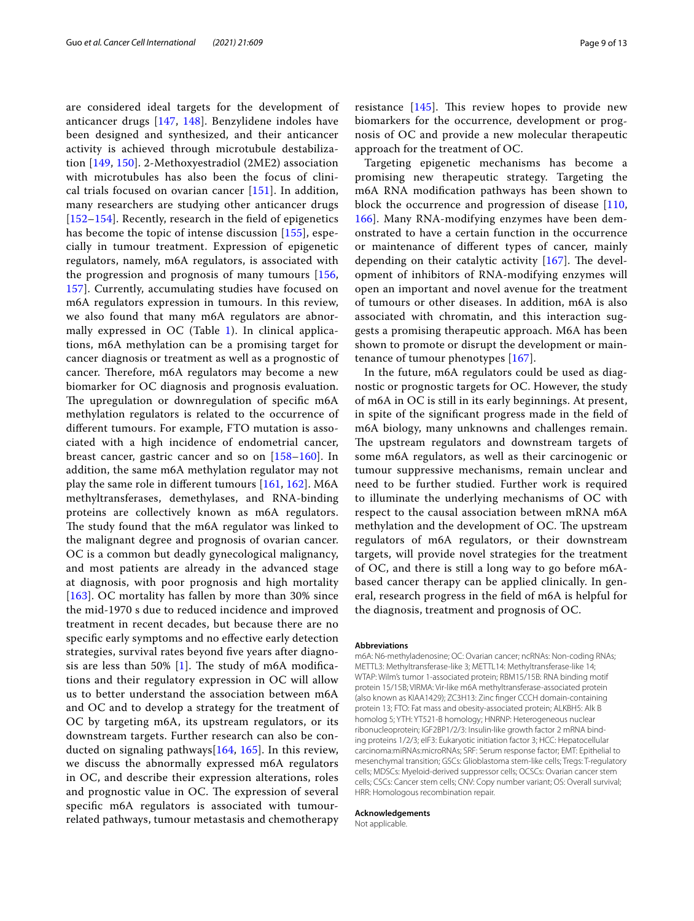are considered ideal targets for the development of anticancer drugs [147, 148]. Benzylidene indoles have been designed and synthesized, and their anticancer activity is achieved through microtubule destabilization [149, 150]. 2-Methoxyestradiol (2ME2) association with microtubules has also been the focus of clinical trials focused on ovarian cancer [151]. In addition, many researchers are studying other anticancer drugs [152–154]. Recently, research in the field of epigenetics has become the topic of intense discussion [155], especially in tumour treatment. Expression of epigenetic regulators, namely, m6A regulators, is associated with the progression and prognosis of many tumours [156, 157]. Currently, accumulating studies have focused on m6A regulators expression in tumours. In this review, we also found that many m6A regulators are abnormally expressed in OC (Table 1). In clinical applications, m6A methylation can be a promising target for cancer diagnosis or treatment as well as a prognostic of cancer. Therefore, m6A regulators may become a new biomarker for OC diagnosis and prognosis evaluation. The upregulation or downregulation of specific m6A methylation regulators is related to the occurrence of different tumours. For example, FTO mutation is associated with a high incidence of endometrial cancer, breast cancer, gastric cancer and so on [158–160]. In addition, the same m6A methylation regulator may not play the same role in different tumours [161, 162]. M6A methyltransferases, demethylases, and RNA-binding proteins are collectively known as m6A regulators. The study found that the m6A regulator was linked to the malignant degree and prognosis of ovarian cancer. OC is a common but deadly gynecological malignancy, and most patients are already in the advanced stage at diagnosis, with poor prognosis and high mortality [163]. OC mortality has fallen by more than 30% since the mid-1970 s due to reduced incidence and improved treatment in recent decades, but because there are no specific early symptoms and no effective early detection strategies, survival rates beyond five years after diagnosis are less than 50% [1]. The study of m6A modifications and their regulatory expression in OC will allow us to better understand the association between m6A and OC and to develop a strategy for the treatment of OC by targeting m6A, its upstream regulators, or its downstream targets. Further research can also be conducted on signaling pathways[164, 165]. In this review, we discuss the abnormally expressed m6A regulators in OC, and describe their expression alterations, roles and prognostic value in OC. The expression of several specific m6A regulators is associated with tumour-related pathways, tumour metastasis and chemotherapy resistance [145]. This review hopes to provide new biomarkers for the occurrence, development or prognosis of OC and provide a new molecular therapeutic approach for the treatment of OC.

Targeting epigenetic mechanisms has become a promising new therapeutic strategy. Targeting the m6A RNA modification pathways has been shown to block the occurrence and progression of disease [110, 166]. Many RNA-modifying enzymes have been demonstrated to have a certain function in the occurrence or maintenance of different types of cancer, mainly depending on their catalytic activity [167]. The development of inhibitors of RNA-modifying enzymes will open an important and novel avenue for the treatment of tumours or other diseases. In addition, m6A is also associated with chromatin, and this interaction suggests a promising therapeutic approach. M6A has been shown to promote or disrupt the development or maintenance of tumour phenotypes [167].

In the future, m6A regulators could be used as diagnostic or prognostic targets for OC. However, the study of m6A in OC is still in its early beginnings. At present, in spite of the significant progress made in the field of m6A biology, many unknowns and challenges remain. The upstream regulators and downstream targets of some m6A regulators, as well as their carcinogenic or tumour suppressive mechanisms, remain unclear and need to be further studied. Further work is required to illuminate the underlying mechanisms of OC with respect to the causal association between mRNA m6A methylation and the development of OC. The upstream regulators of m6A regulators, or their downstream targets, will provide novel strategies for the treatment of OC, and there is still a long way to go before m6A-based cancer therapy can be applied clinically. In general, research progress in the field of m6A is helpful for the diagnosis, treatment and prognosis of OC.

### Abbreviations

m6A: N6-methyladenosine; OC: Ovarian cancer; ncRNAs: Non-coding RNAs; METTL3: Methyltransferase-like 3; METTL14: Methyltransferase-like 14; WTAP: Wilm's tumor 1-associated protein; RBM15/15B: RNA binding motif protein 15/15B; VIRMA: Vir-like m6A methyltransferase-associated protein (also known as KIAA1429); ZC3H13: Zinc finger CCCH domain-containing protein 13; FTO: Fat mass and obesity-associated protein; ALKBH5: Alk B homolog 5; YTH: YT521-B homology; HNRNP: Heterogeneous nuclear ribonucleoprotein; IGF2BP1/2/3: Insulin-like growth factor 2 mRNA binding proteins 1/2/3; eIF3: Eukaryotic initiation factor 3; HCC: Hepatocellular carcinoma:miRNAs:microRNAs; SRF: Serum response factor; EMT: Epithelial to mesenchymal transition; GSCs: Glioblastoma stem-like cells; Tregs: T-regulatory cells; MDSCs: Myeloid-derived suppressor cells; OCSCs: Ovarian cancer stem cells; CSCs: Cancer stem cells; CNV: Copy number variant; OS: Overall survival; HRR: Homologous recombination repair.

### Acknowledgements

Not applicable.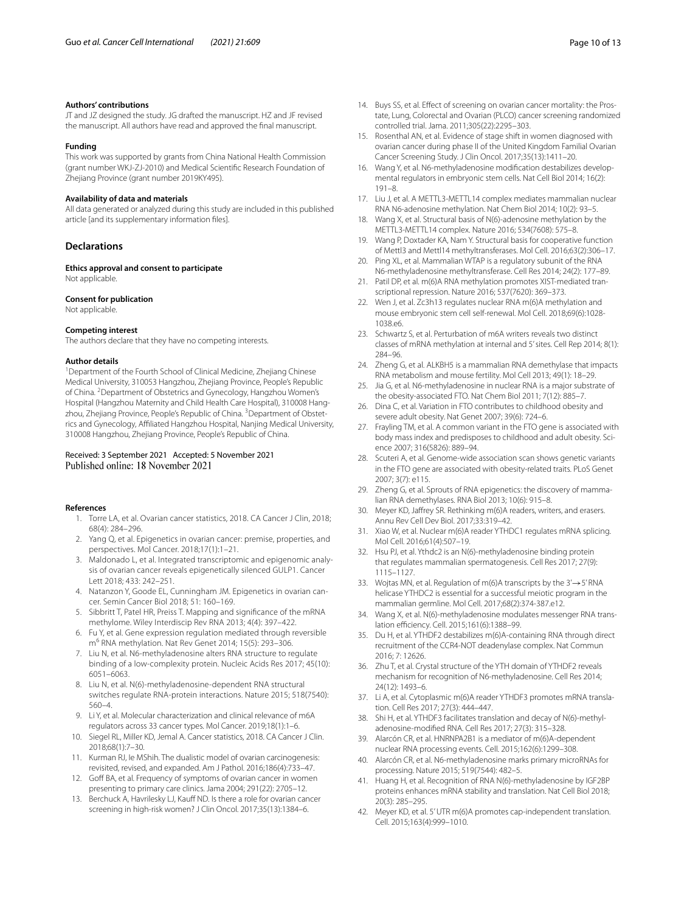#### Authors' contributions

JT and JZ designed the study. JG drafted the manuscript. HZ and JF revised the manuscript. All authors have read and approved the final manuscript.

#### Funding

This work was supported by grants from China National Health Commission (grant number WKJ-ZJ-2010) and Medical Scientific Research Foundation of Zhejiang Province (grant number 2019KY495).

#### Availability of data and materials

All data generated or analyzed during this study are included in this published article [and its supplementary information files].

## Declarations

#### Ethics approval and consent to participate

Not applicable.

#### Consent for publication

Not applicable.

#### Competing interest

The authors declare that they have no competing interests.

#### Author details

[1]Department of the Fourth School of Clinical Medicine, Zhejiang Chinese Medical University, 310053 Hangzhou, Zhejiang Province, People's Republic of China. [2]Department of Obstetrics and Gynecology, Hangzhou Women's Hospital (Hangzhou Maternity and Child Health Care Hospital), 310008 Hangzhou, Zhejiang Province, People's Republic of China. [3]Department of Obstetrics and Gynecology, Affiliated Hangzhou Hospital, Nanjing Medical University, 310008 Hangzhou, Zhejiang Province, People's Republic of China.

Received: 3 September 2021 Accepted: 5 November 2021
Published online: 18 November 2021

#### References

1. Torre LA, et al. Ovarian cancer statistics, 2018. CA Cancer J Clin, 2018; 68(4): 284–296.
2. Yang Q, et al. Epigenetics in ovarian cancer: premise, properties, and perspectives. Mol Cancer. 2018;17(1):1–21.
3. Maldonado L, et al. Integrated transcriptomic and epigenomic analysis of ovarian cancer reveals epigenetically silenced GULP1. Cancer Lett 2018; 433: 242–251.
4. Natanzon Y, Goode EL, Cunningham JM. Epigenetics in ovarian cancer. Semin Cancer Biol 2018; 51: 160–169.
5. Sibbritt T, Patel HR, Preiss T. Mapping and significance of the mRNA methylome. Wiley Interdiscip Rev RNA 2013; 4(4): 397–422.
6. Fu Y, et al. Gene expression regulation mediated through reversible $m^6$ RNA methylation. Nat Rev Genet 2014; 15(5): 293–306.
7. Liu N, et al. N6-methyladenosine alters RNA structure to regulate binding of a low-complexity protein. Nucleic Acids Res 2017; 45(10): 6051–6063.
8. Liu N, et al. N(6)-methyladenosine-dependent RNA structural switches regulate RNA-protein interactions. Nature 2015; 518(7540): 560–4.
9. Li Y, et al. Molecular characterization and clinical relevance of m6A regulators across 33 cancer types. Mol Cancer. 2019;18(1):1–6.
10. Siegel RL, Miller KD, Jemal A. Cancer statistics, 2018. CA Cancer J Clin. 2018;68(1):7–30.
11. Kurman RJ, Ie MShih. The dualistic model of ovarian carcinogenesis: revisited, revised, and expanded. Am J Pathol. 2016;186(4):733–47.
12. Goff BA, et al. Frequency of symptoms of ovarian cancer in women presenting to primary care clinics. Jama 2004; 291(22): 2705–12.
13. Berchuck A, Havrilesky LJ, Kauff ND. Is there a role for ovarian cancer screening in high-risk women? J Clin Oncol. 2017;35(13):1384–6.
14. Buys SS, et al. Effect of screening on ovarian cancer mortality: the Prostate, Lung, Colorectal and Ovarian (PLCO) cancer screening randomized controlled trial. Jama. 2011;305(22):2295–303.
15. Rosenthal AN, et al. Evidence of stage shift in women diagnosed with ovarian cancer during phase II of the United Kingdom Familial Ovarian Cancer Screening Study. J Clin Oncol. 2017;35(13):1411–20.
16. Wang Y, et al. N6-methyladenosine modification destabilizes developmental regulators in embryonic stem cells. Nat Cell Biol 2014; 16(2): 191–8.
17. Liu J, et al. A METTL3-METTL14 complex mediates mammalian nuclear RNA N6-adenosine methylation. Nat Chem Biol 2014; 10(2): 93–5.
18. Wang X, et al. Structural basis of N(6)-adenosine methylation by the METTL3-METTL14 complex. Nature 2016; 534(7608): 575–8.
19. Wang P, Doxtader KA, Nam Y. Structural basis for cooperative function of Mettl3 and Mettl14 methyltransferases. Mol Cell. 2016;63(2):306–17.
20. Ping XL, et al. Mammalian WTAP is a regulatory subunit of the RNA N6-methyladenosine methyltransferase. Cell Res 2014; 24(2): 177–89.
21. Patil DP, et al. m(6)A RNA methylation promotes XIST-mediated transcriptional repression. Nature 2016; 537(7620): 369–373.
22. Wen J, et al. Zc3h13 regulates nuclear RNA m(6)A methylation and mouse embryonic stem cell self-renewal. Mol Cell. 2018;69(6):1028-1038.e6.
23. Schwartz S, et al. Perturbation of m6A writers reveals two distinct classes of mRNA methylation at internal and 5' sites. Cell Rep 2014; 8(1): 284–96.
24. Zheng G, et al. ALKBH5 is a mammalian RNA demethylase that impacts RNA metabolism and mouse fertility. Mol Cell 2013; 49(1): 18–29.
25. Jia G, et al. N6-methyladenosine in nuclear RNA is a major substrate of the obesity-associated FTO. Nat Chem Biol 2011; 7(12): 885–7.
26. Dina C, et al. Variation in FTO contributes to childhood obesity and severe adult obesity. Nat Genet 2007; 39(6): 724–6.
27. Frayling TM, et al. A common variant in the FTO gene is associated with body mass index and predisposes to childhood and adult obesity. Science 2007; 316(5826): 889–94.
28. Scuteri A, et al. Genome-wide association scan shows genetic variants in the FTO gene are associated with obesity-related traits. PLoS Genet 2007; 3(7): e115.
29. Zheng G, et al. Sprouts of RNA epigenetics: the discovery of mammalian RNA demethylases. RNA Biol 2013; 10(6): 915–8.
30. Meyer KD, Jaffrey SR. Rethinking m(6)A readers, writers, and erasers. Annu Rev Cell Dev Biol. 2017;33:319–42.
31. Xiao W, et al. Nuclear m(6)A reader YTHDC1 regulates mRNA splicing. Mol Cell. 2016;61(4):507–19.
32. Hsu PJ, et al. Ythdc2 is an N(6)-methyladenosine binding protein that regulates mammalian spermatogenesis. Cell Res 2017; 27(9): 1115–1127.
33. Wojtas MN, et al. Regulation of m(6)A transcripts by the 3'→5' RNA helicase YTHDC2 is essential for a successful meiotic program in the mammalian germline. Mol Cell. 2017;68(2):374-387.e12.
34. Wang X, et al. N(6)-methyladenosine modulates messenger RNA translation efficiency. Cell. 2015;161(6):1388–99.
35. Du H, et al. YTHDF2 destabilizes m(6)A-containing RNA through direct recruitment of the CCR4-NOT deadenylase complex. Nat Commun 2016; 7: 12626.
36. Zhu T, et al. Crystal structure of the YTH domain of YTHDF2 reveals mechanism for recognition of N6-methyladenosine. Cell Res 2014; 24(12): 1493–6.
37. Li A, et al. Cytoplasmic m(6)A reader YTHDF3 promotes mRNA translation. Cell Res 2017; 27(3): 444–447.
38. Shi H, et al. YTHDF3 facilitates translation and decay of N(6)-methyladenosine-modified RNA. Cell Res 2017; 27(3): 315–328.
39. Alarcón CR, et al. HNRNPA2B1 is a mediator of m(6)A-dependent nuclear RNA processing events. Cell. 2015;162(6):1299–308.
40. Alarcón CR, et al. N6-methyladenosine marks primary microRNAs for processing. Nature 2015; 519(7544): 482–5.
41. Huang H, et al. Recognition of RNA N(6)-methyladenosine by IGF2BP proteins enhances mRNA stability and translation. Nat Cell Biol 2018; 20(3): 285–295.
42. Meyer KD, et al. 5' UTR m(6)A promotes cap-independent translation. Cell. 2015;163(4):999–1010.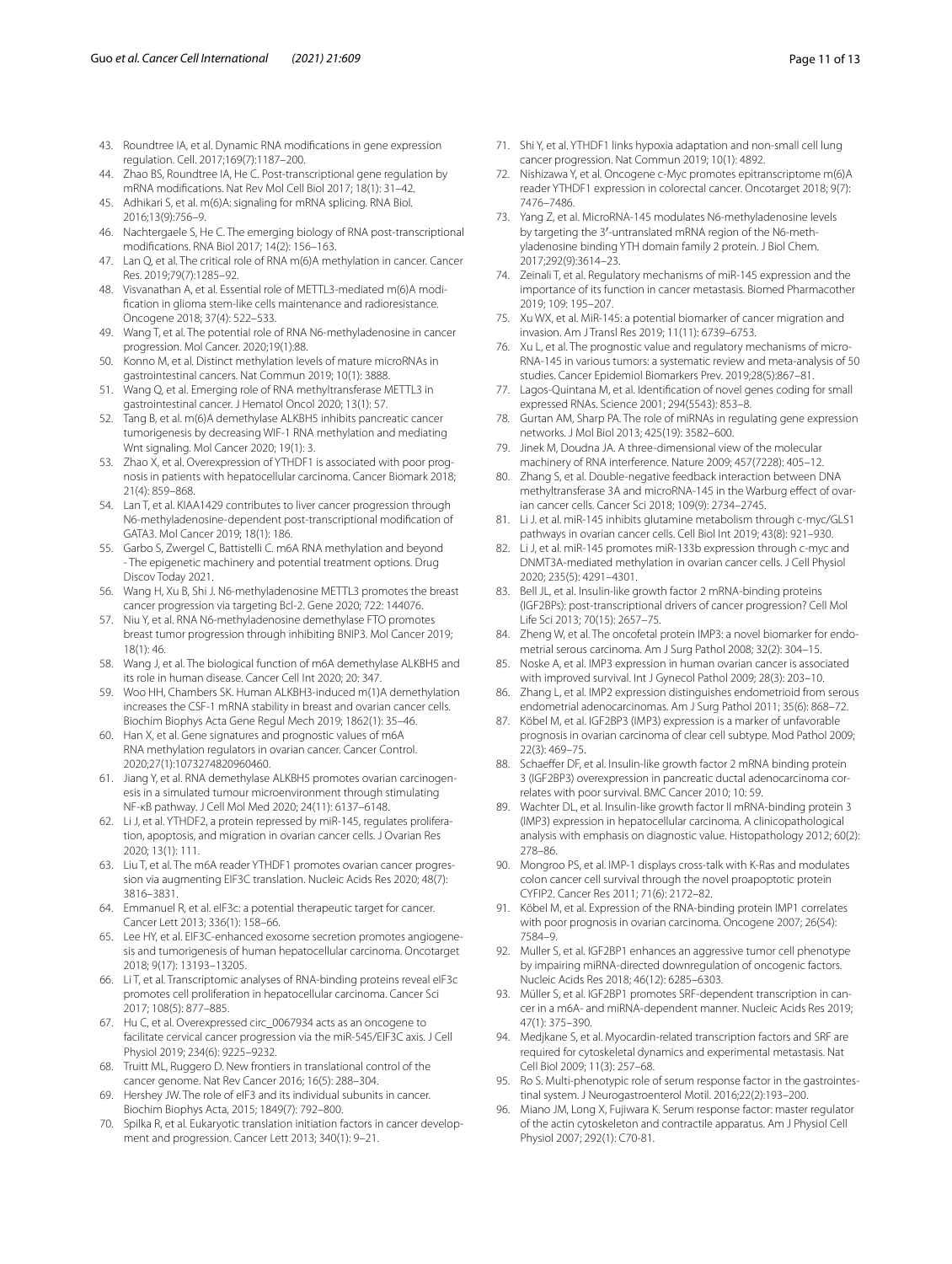43. Roundtree IA, et al. Dynamic RNA modifications in gene expression regulation. Cell. 2017;169(7):1187–200.
44. Zhao BS, Roundtree IA, He C. Post-transcriptional gene regulation by mRNA modifications. Nat Rev Mol Cell Biol 2017; 18(1): 31–42.
45. Adhikari S, et al. m(6)A: signaling for mRNA splicing. RNA Biol. 2016;13(9):756–9.
46. Nachtergaele S, He C. The emerging biology of RNA post-transcriptional modifications. RNA Biol 2017; 14(2): 156–163.
47. Lan Q, et al. The critical role of RNA m(6)A methylation in cancer. Cancer Res. 2019;79(7):1285–92.
48. Visvanathan A, et al. Essential role of METTL3-mediated m(6)A modification in glioma stem-like cells maintenance and radioresistance. Oncogene 2018; 37(4): 522–533.
49. Wang T, et al. The potential role of RNA N6-methyladenosine in cancer progression. Mol Cancer. 2020;19(1):88.
50. Konno M, et al. Distinct methylation levels of mature microRNAs in gastrointestinal cancers. Nat Commun 2019; 10(1): 3888.
51. Wang Q, et al. Emerging role of RNA methyltransferase METTL3 in gastrointestinal cancer. J Hematol Oncol 2020; 13(1): 57.
52. Tang B, et al. m(6)A demethylase ALKBH5 inhibits pancreatic cancer tumorigenesis by decreasing WIF-1 RNA methylation and mediating Wnt signaling. Mol Cancer 2020; 19(1): 3.
53. Zhao X, et al. Overexpression of YTHDF1 is associated with poor prognosis in patients with hepatocellular carcinoma. Cancer Biomark 2018; 21(4): 859–868.
54. Lan T, et al. KIAA1429 contributes to liver cancer progression through N6-methyladenosine-dependent post-transcriptional modification of GATA3. Mol Cancer 2019; 18(1): 186.
55. Garbo S, Zwergel C, Battistelli C. m6A RNA methylation and beyond - The epigenetic machinery and potential treatment options. Drug Discov Today 2021.
56. Wang H, Xu B, Shi J. N6-methyladenosine METTL3 promotes the breast cancer progression via targeting Bcl-2. Gene 2020; 722: 144076.
57. Niu Y, et al. RNA N6-methyladenosine demethylase FTO promotes breast tumor progression through inhibiting BNIP3. Mol Cancer 2019; 18(1): 46.
58. Wang J, et al. The biological function of m6A demethylase ALKBH5 and its role in human disease. Cancer Cell Int 2020; 20: 347.
59. Woo HH, Chambers SK. Human ALKBH3-induced m(1)A demethylation increases the CSF-1 mRNA stability in breast and ovarian cancer cells. Biochim Biophys Acta Gene Regul Mech 2019; 1862(1): 35–46.
60. Han X, et al. Gene signatures and prognostic values of m6A RNA methylation regulators in ovarian cancer. Cancer Control. 2020;27(1):1073274820960460.
61. Jiang Y, et al. RNA demethylase ALKBH5 promotes ovarian carcinogenesis in a simulated tumour microenvironment through stimulating NF-κB pathway. J Cell Mol Med 2020; 24(11): 6137–6148.
62. Li J, et al. YTHDF2, a protein repressed by miR-145, regulates proliferation, apoptosis, and migration in ovarian cancer cells. J Ovarian Res 2020; 13(1): 111.
63. Liu T, et al. The m6A reader YTHDF1 promotes ovarian cancer progression via augmenting EIF3C translation. Nucleic Acids Res 2020; 48(7): 3816–3831.
64. Emmanuel R, et al. eIF3c: a potential therapeutic target for cancer. Cancer Lett 2013; 336(1): 158–66.
65. Lee HY, et al. EIF3C-enhanced exosome secretion promotes angiogenesis and tumorigenesis of human hepatocellular carcinoma. Oncotarget 2018; 9(17): 13193–13205.
66. Li T, et al. Transcriptomic analyses of RNA-binding proteins reveal eIF3c promotes cell proliferation in hepatocellular carcinoma. Cancer Sci 2017; 108(5): 877–885.
67. Hu C, et al. Overexpressed circ_0067934 acts as an oncogene to facilitate cervical cancer progression via the miR-545/EIF3C axis. J Cell Physiol 2019; 234(6): 9225–9232.
68. Truitt ML, Ruggero D. New frontiers in translational control of the cancer genome. Nat Rev Cancer 2016; 16(5): 288–304.
69. Hershey JW. The role of eIF3 and its individual subunits in cancer. Biochim Biophys Acta, 2015; 1849(7): 792–800.
70. Spilka R, et al. Eukaryotic translation initiation factors in cancer development and progression. Cancer Lett 2013; 340(1): 9–21.
71. Shi Y, et al. YTHDF1 links hypoxia adaptation and non-small cell lung cancer progression. Nat Commun 2019; 10(1): 4892.
72. Nishizawa Y, et al. Oncogene c-Myc promotes epitranscriptome m(6)A reader YTHDF1 expression in colorectal cancer. Oncotarget 2018; 9(7): 7476–7486.
73. Yang Z, et al. MicroRNA-145 modulates N6-methyladenosine levels by targeting the 3′-untranslated mRNA region of the N6-methyladenosine binding YTH domain family 2 protein. J Biol Chem. 2017;292(9):3614–23.
74. Zeinali T, et al. Regulatory mechanisms of miR-145 expression and the importance of its function in cancer metastasis. Biomed Pharmacother 2019; 109: 195–207.
75. Xu WX, et al. MiR-145: a potential biomarker of cancer migration and invasion. Am J Transl Res 2019; 11(11): 6739–6753.
76. Xu L, et al. The prognostic value and regulatory mechanisms of microRNA-145 in various tumors: a systematic review and meta-analysis of 50 studies. Cancer Epidemiol Biomarkers Prev. 2019;28(5):867–81.
77. Lagos-Quintana M, et al. Identification of novel genes coding for small expressed RNAs. Science 2001; 294(5543): 853–8.
78. Gurtan AM, Sharp PA. The role of miRNAs in regulating gene expression networks. J Mol Biol 2013; 425(19): 3582–600.
79. Jinek M, Doudna JA. A three-dimensional view of the molecular machinery of RNA interference. Nature 2009; 457(7228): 405–12.
80. Zhang S, et al. Double-negative feedback interaction between DNA methyltransferase 3A and microRNA-145 in the Warburg effect of ovarian cancer cells. Cancer Sci 2018; 109(9): 2734–2745.
81. Li J. et al. miR-145 inhibits glutamine metabolism through c-myc/GLS1 pathways in ovarian cancer cells. Cell Biol Int 2019; 43(8): 921–930.
82. Li J, et al. miR-145 promotes miR-133b expression through c-myc and DNMT3A-mediated methylation in ovarian cancer cells. J Cell Physiol 2020; 235(5): 4291–4301.
83. Bell JL, et al. Insulin-like growth factor 2 mRNA-binding proteins (IGF2BPs): post-transcriptional drivers of cancer progression? Cell Mol Life Sci 2013; 70(15): 2657–75.
84. Zheng W, et al. The oncofetal protein IMP3: a novel biomarker for endometrial serous carcinoma. Am J Surg Pathol 2008; 32(2): 304–15.
85. Noske A, et al. IMP3 expression in human ovarian cancer is associated with improved survival. Int J Gynecol Pathol 2009; 28(3): 203–10.
86. Zhang L, et al. IMP2 expression distinguishes endometrioid from serous endometrial adenocarcinomas. Am J Surg Pathol 2011; 35(6): 868–72.
87. Köbel M, et al. IGF2BP3 (IMP3) expression is a marker of unfavorable prognosis in ovarian carcinoma of clear cell subtype. Mod Pathol 2009; 22(3): 469–75.
88. Schaeffer DF, et al. Insulin-like growth factor 2 mRNA binding protein 3 (IGF2BP3) overexpression in pancreatic ductal adenocarcinoma correlates with poor survival. BMC Cancer 2010; 10: 59.
89. Wachter DL, et al. Insulin-like growth factor II mRNA-binding protein 3 (IMP3) expression in hepatocellular carcinoma. A clinicopathological analysis with emphasis on diagnostic value. Histopathology 2012; 60(2): 278–86.
90. Mongroo PS, et al. IMP-1 displays cross-talk with K-Ras and modulates colon cancer cell survival through the novel proapoptotic protein CYFIP2. Cancer Res 2011; 71(6): 2172–82.
91. Köbel M, et al. Expression of the RNA-binding protein IMP1 correlates with poor prognosis in ovarian carcinoma. Oncogene 2007; 26(54): 7584–9.
92. Muller S, et al. IGF2BP1 enhances an aggressive tumor cell phenotype by impairing miRNA-directed downregulation of oncogenic factors. Nucleic Acids Res 2018; 46(12): 6285–6303.
93. Müller S, et al. IGF2BP1 promotes SRF-dependent transcription in cancer in a m6A- and miRNA-dependent manner. Nucleic Acids Res 2019; 47(1): 375–390.
94. Medjkane S, et al. Myocardin-related transcription factors and SRF are required for cytoskeletal dynamics and experimental metastasis. Nat Cell Biol 2009; 11(3): 257–68.
95. Ro S. Multi-phenotypic role of serum response factor in the gastrointestinal system. J Neurogastroenterol Motil. 2016;22(2):193–200.
96. Miano JM, Long X, Fujiwara K. Serum response factor: master regulator of the actin cytoskeleton and contractile apparatus. Am J Physiol Cell Physiol 2007; 292(1): C70-81.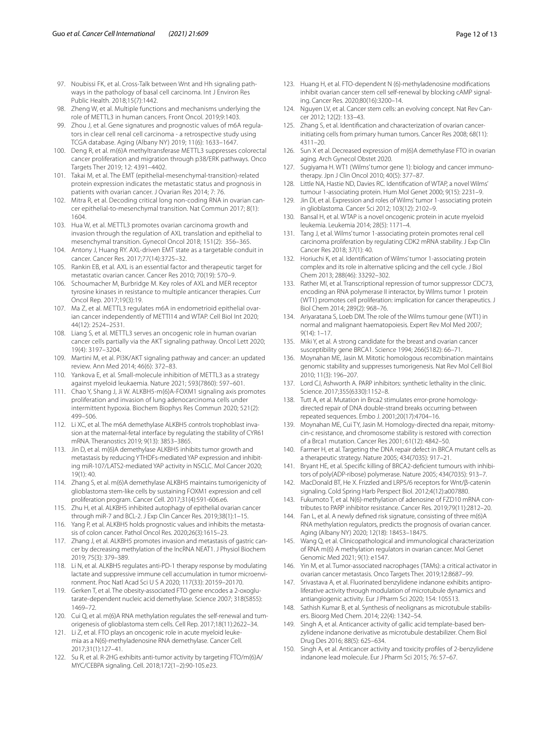97. Noubissi FK, et al. Cross-Talk between Wnt and Hh signaling pathways in the pathology of basal cell carcinoma. Int J Environ Res Public Health. 2018;15(7):1442.
98. Zheng W, et al. Multiple functions and mechanisms underlying the role of METTL3 in human cancers. Front Oncol. 2019;9:1403.
99. Zhou J, et al. Gene signatures and prognostic values of m6A regulators in clear cell renal cell carcinoma - a retrospective study using TCGA database. Aging (Albany NY) 2019; 11(6): 1633–1647.
100. Deng R, et al. m(6)A methyltransferase METTL3 suppresses colorectal cancer proliferation and migration through p38/ERK pathways. Onco Targets Ther 2019; 12: 4391–4402.
101. Takai M, et al. The EMT (epithelial-mesenchymal-transition)-related protein expression indicates the metastatic status and prognosis in patients with ovarian cancer. J Ovarian Res 2014; 7: 76.
102. Mitra R, et al. Decoding critical long non-coding RNA in ovarian cancer epithelial-to-mesenchymal transition. Nat Commun 2017; 8(1): 1604.
103. Hua W, et al. METTL3 promotes ovarian carcinoma growth and invasion through the regulation of AXL translation and epithelial to mesenchymal transition. Gynecol Oncol 2018; 151(2): 356–365.
104. Antony J, Huang RY. AXL-driven EMT state as a targetable conduit in cancer. Cancer Res. 2017;77(14):3725–32.
105. Rankin EB, et al. AXL is an essential factor and therapeutic target for metastatic ovarian cancer. Cancer Res 2010; 70(19): 7570–9.
106. Schoumacher M, Burbridge M. Key roles of AXL and MER receptor tyrosine kinases in resistance to multiple anticancer therapies. Curr Oncol Rep. 2017;19(3):19.
107. Ma Z, et al. METTL3 regulates m6A in endometrioid epithelial ovarian cancer independently of METTl14 and WTAP. Cell Biol Int 2020; 44(12): 2524–2531.
108. Liang S, et al. METTL3 serves an oncogenic role in human ovarian cancer cells partially via the AKT signaling pathway. Oncol Lett 2020; 19(4): 3197–3204.
109. Martini M, et al. PI3K/AKT signaling pathway and cancer: an updated review. Ann Med 2014; 46(6): 372–83.
110. Yankova E, et al. Small-molecule inhibition of METTL3 as a strategy against myeloid leukaemia. Nature 2021; 593(7860): 597–601.
111. Chao Y, Shang J, Ji W. ALKBH5-m(6)A-FOXM1 signaling axis promotes proliferation and invasion of lung adenocarcinoma cells under intermittent hypoxia. Biochem Biophys Res Commun 2020; 521(2): 499–506.
112. Li XC, et al. The m6A demethylase ALKBH5 controls trophoblast invasion at the maternal-fetal interface by regulating the stability of CYR61 mRNA. Theranostics 2019; 9(13): 3853–3865.
113. Jin D, et al. m(6)A demethylase ALKBH5 inhibits tumor growth and metastasis by reducing YTHDFs-mediated YAP expression and inhibiting miR-107/LATS2-mediated YAP activity in NSCLC. Mol Cancer 2020; 19(1): 40.
114. Zhang S, et al. m(6)A demethylase ALKBH5 maintains tumorigenicity of glioblastoma stem-like cells by sustaining FOXM1 expression and cell proliferation program. Cancer Cell. 2017;31(4):591-606.e6.
115. Zhu H, et al. ALKBH5 inhibited autophagy of epithelial ovarian cancer through miR-7 and BCL-2. J Exp Clin Cancer Res. 2019;38(1):1–15.
116. Yang P, et al. ALKBH5 holds prognostic values and inhibits the metastasis of colon cancer. Pathol Oncol Res. 2020;26(3):1615–23.
117. Zhang J, et al. ALKBH5 promotes invasion and metastasis of gastric cancer by decreasing methylation of the lncRNA NEAT1. J Physiol Biochem 2019; 75(3): 379–389.
118. Li N, et al. ALKBH5 regulates anti-PD-1 therapy response by modulating lactate and suppressive immune cell accumulation in tumor microenvironment. Proc Natl Acad Sci U S A 2020; 117(33): 20159–20170.
119. Gerken T, et al. The obesity-associated FTO gene encodes a 2-oxoglutarate-dependent nucleic acid demethylase. Science 2007; 318(5855): 1469–72.
120. Cui Q, et al. m(6)A RNA methylation regulates the self-renewal and tumorigenesis of glioblastoma stem cells. Cell Rep. 2017;18(11):2622–34.
121. Li Z, et al. FTO plays an oncogenic role in acute myeloid leukemia as a N(6)-methyladenosine RNA demethylase. Cancer Cell. 2017;31(1):127–41.
122. Su R, et al. R-2HG exhibits anti-tumor activity by targeting FTO/m(6)A/MYC/CEBPA signaling. Cell. 2018;172(1–2):90-105.e23.
123. Huang H, et al. FTO-dependent N (6)-methyladenosine modifications inhibit ovarian cancer stem cell self-renewal by blocking cAMP signaling. Cancer Res. 2020;80(16):3200–14.
124. Nguyen LV, et al. Cancer stem cells: an evolving concept. Nat Rev Cancer 2012; 12(2): 133–43.
125. Zhang S, et al. Identification and characterization of ovarian cancer-initiating cells from primary human tumors. Cancer Res 2008; 68(11): 4311–20.
126. Sun X et al. Decreased expression of m(6)A demethylase FTO in ovarian aging. Arch Gynecol Obstet 2020.
127. Sugiyama H. WT1 (Wilms' tumor gene 1): biology and cancer immunotherapy. Jpn J Clin Oncol 2010; 40(5): 377–87.
128. Little NA, Hastie ND, Davies RC. Identification of WTAP, a novel Wilms' tumour 1-associating protein. Hum Mol Genet 2000; 9(15): 2231–9.
129. Jin DI, et al. Expression and roles of Wilms' tumor 1-associating protein in glioblastoma. Cancer Sci 2012; 103(12): 2102–9.
130. Bansal H, et al. WTAP is a novel oncogenic protein in acute myeloid leukemia. Leukemia 2014; 28(5): 1171–4.
131. Tang J, et al. Wilms' tumor 1-associating protein promotes renal cell carcinoma proliferation by regulating CDK2 mRNA stability. J Exp Clin Cancer Res 2018; 37(1): 40.
132. Horiuchi K, et al. Identification of Wilms' tumor 1-associating protein complex and its role in alternative splicing and the cell cycle. J Biol Chem 2013; 288(46): 33292–302.
133. Rather MI, et al. Transcriptional repression of tumor suppressor CDC73, encoding an RNA polymerase II interactor, by Wilms tumor 1 protein (WT1) promotes cell proliferation: implication for cancer therapeutics. J Biol Chem 2014; 289(2): 968–76.
134. Ariyaratana S, Loeb DM. The role of the Wilms tumour gene (WT1) in normal and malignant haematopoiesis. Expert Rev Mol Med 2007; 9(14): 1–17.
135. Miki Y, et al. A strong candidate for the breast and ovarian cancer susceptibility gene BRCA1. Science 1994; 266(5182): 66–71.
136. Moynahan ME, Jasin M. Mitotic homologous recombination maintains genomic stability and suppresses tumorigenesis. Nat Rev Mol Cell Biol 2010; 11(3): 196–207.
137. Lord CJ, Ashworth A. PARP inhibitors: synthetic lethality in the clinic. Science. 2017;355(6330):1152–8.
138. Tutt A, et al. Mutation in Brca2 stimulates error-prone homology-directed repair of DNA double-strand breaks occurring between repeated sequences. Embo J. 2001;20(17):4704–16.
139. Moynahan ME, Cui TY, Jasin M. Homology-directed dna repair, mitomycin-c resistance, and chromosome stability is restored with correction of a Brca1 mutation. Cancer Res 2001; 61(12): 4842–50.
140. Farmer H, et al. Targeting the DNA repair defect in BRCA mutant cells as a therapeutic strategy. Nature 2005; 434(7035): 917–21.
141. Bryant HE, et al. Specific killing of BRCA2-deficient tumours with inhibitors of poly(ADP-ribose) polymerase. Nature 2005; 434(7035): 913–7.
142. MacDonald BT, He X. Frizzled and LRP5/6 receptors for Wnt/β-catenin signaling. Cold Spring Harb Perspect Biol. 2012;4(12):a007880.
143. Fukumoto T, et al. N(6)-methylation of adenosine of FZD10 mRNA contributes to PARP inhibitor resistance. Cancer Res. 2019;79(11):2812–20.
144. Fan L, et al. A newly defined risk signature, consisting of three m(6)A RNA methylation regulators, predicts the prognosis of ovarian cancer. Aging (Albany NY) 2020; 12(18): 18453–18475.
145. Wang Q, et al. Clinicopathological and immunological characterization of RNA m(6) A methylation regulators in ovarian cancer. Mol Genet Genomic Med 2021; 9(1): e1547.
146. Yin M, et al. Tumor-associated macrophages (TAMs): a critical activator in ovarian cancer metastasis. Onco Targets Ther. 2019;12:8687–99.
147. Srivastava A, et al. Fluorinated benzylidene indanone exhibits antiproliferative activity through modulation of microtubule dynamics and antiangiogenic activity. Eur J Pharm Sci 2020; 154: 105513.
148. Sathish Kumar B, et al. Synthesis of neolignans as microtubule stabilisers. Bioorg Med Chem. 2014; 22(4): 1342–54.
149. Singh A, et al. Anticancer activity of gallic acid template-based benzylidene indanone derivative as microtubule destabilizer. Chem Biol Drug Des 2016; 88(5): 625–634.
150. Singh A, et al. Anticancer activity and toxicity profiles of 2-benzylidene indanone lead molecule. Eur J Pharm Sci 2015; 76: 57–67.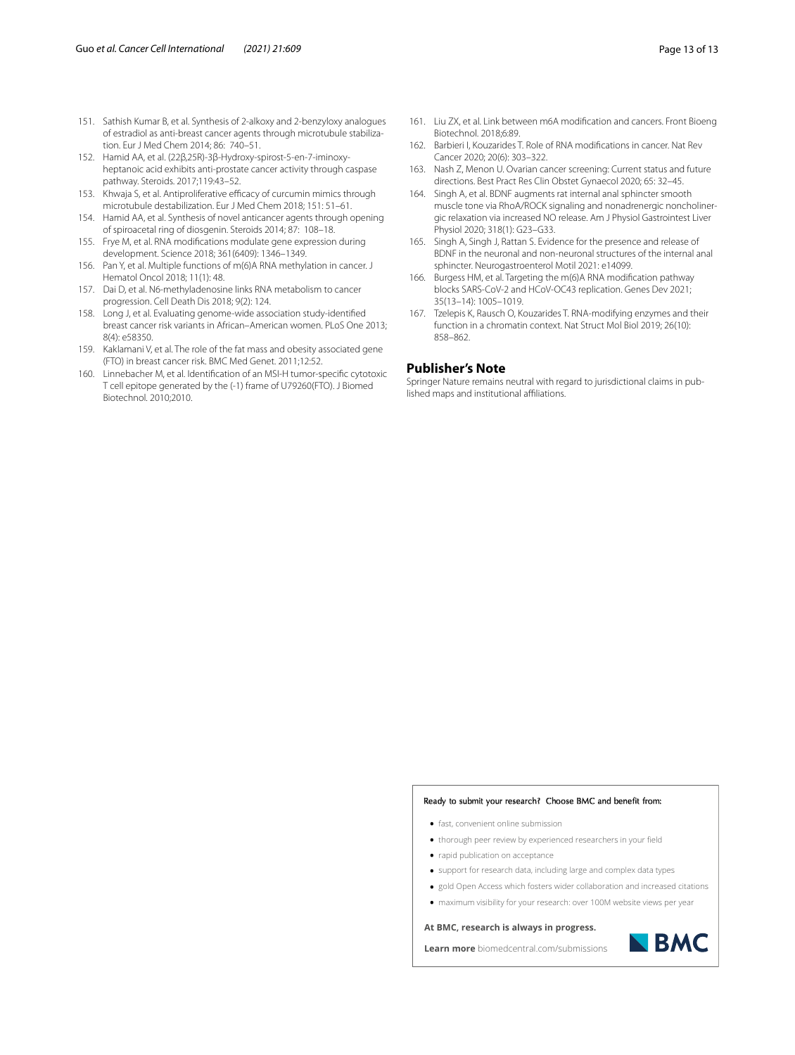151. Sathish Kumar B, et al. Synthesis of 2-alkoxy and 2-benzyloxy analogues of estradiol as anti-breast cancer agents through microtubule stabilization. Eur J Med Chem 2014; 86: 740–51.
152. Hamid AA, et al. (22β,25R)-3β-Hydroxy-spirost-5-en-7-iminoxy-heptanoic acid exhibits anti-prostate cancer activity through caspase pathway. Steroids. 2017;119:43–52.
153. Khwaja S, et al. Antiproliferative efficacy of curcumin mimics through microtubule destabilization. Eur J Med Chem 2018; 151: 51–61.
154. Hamid AA, et al. Synthesis of novel anticancer agents through opening of spiroacetal ring of diosgenin. Steroids 2014; 87: 108–18.
155. Frye M, et al. RNA modifications modulate gene expression during development. Science 2018; 361(6409): 1346–1349.
156. Pan Y, et al. Multiple functions of m(6)A RNA methylation in cancer. J Hematol Oncol 2018; 11(1): 48.
157. Dai D, et al. N6-methyladenosine links RNA metabolism to cancer progression. Cell Death Dis 2018; 9(2): 124.
158. Long J, et al. Evaluating genome-wide association study-identified breast cancer risk variants in African–American women. PLoS One 2013; 8(4): e58350.
159. Kaklamani V, et al. The role of the fat mass and obesity associated gene (FTO) in breast cancer risk. BMC Med Genet. 2011;12:52.
160. Linnebacher M, et al. Identification of an MSI-H tumor-specific cytotoxic T cell epitope generated by the (-1) frame of U79260(FTO). J Biomed Biotechnol. 2010;2010.
161. Liu ZX, et al. Link between m6A modification and cancers. Front Bioeng Biotechnol. 2018;6:89.
162. Barbieri I, Kouzarides T. Role of RNA modifications in cancer. Nat Rev Cancer 2020; 20(6): 303–322.
163. Nash Z, Menon U. Ovarian cancer screening: Current status and future directions. Best Pract Res Clin Obstet Gynaecol 2020; 65: 32–45.
164. Singh A, et al. BDNF augments rat internal anal sphincter smooth muscle tone via RhoA/ROCK signaling and nonadrenergic noncholinergic relaxation via increased NO release. Am J Physiol Gastrointest Liver Physiol 2020; 318(1): G23–G33.
165. Singh A, Singh J, Rattan S. Evidence for the presence and release of BDNF in the neuronal and non-neuronal structures of the internal anal sphincter. Neurogastroenterol Motil 2021: e14099.
166. Burgess HM, et al. Targeting the m(6)A RNA modification pathway blocks SARS-CoV-2 and HCoV-OC43 replication. Genes Dev 2021; 35(13–14): 1005–1019.
167. Tzelepis K, Rausch O, Kouzarides T. RNA-modifying enzymes and their function in a chromatin context. Nat Struct Mol Biol 2019; 26(10): 858–862.

## Publisher's Note

Springer Nature remains neutral with regard to jurisdictional claims in published maps and institutional affiliations.

Ready to submit your research? Choose BMC and benefit from:

- fast, convenient online submission
- thorough peer review by experienced researchers in your field
- rapid publication on acceptance
- support for research data, including large and complex data types
- gold Open Access which fosters wider collaboration and increased citations
- maximum visibility for your research: over 100M website views per year

**At BMC, research is always in progress.**

**Learn more** biomedcentral.com/submissions

BMC